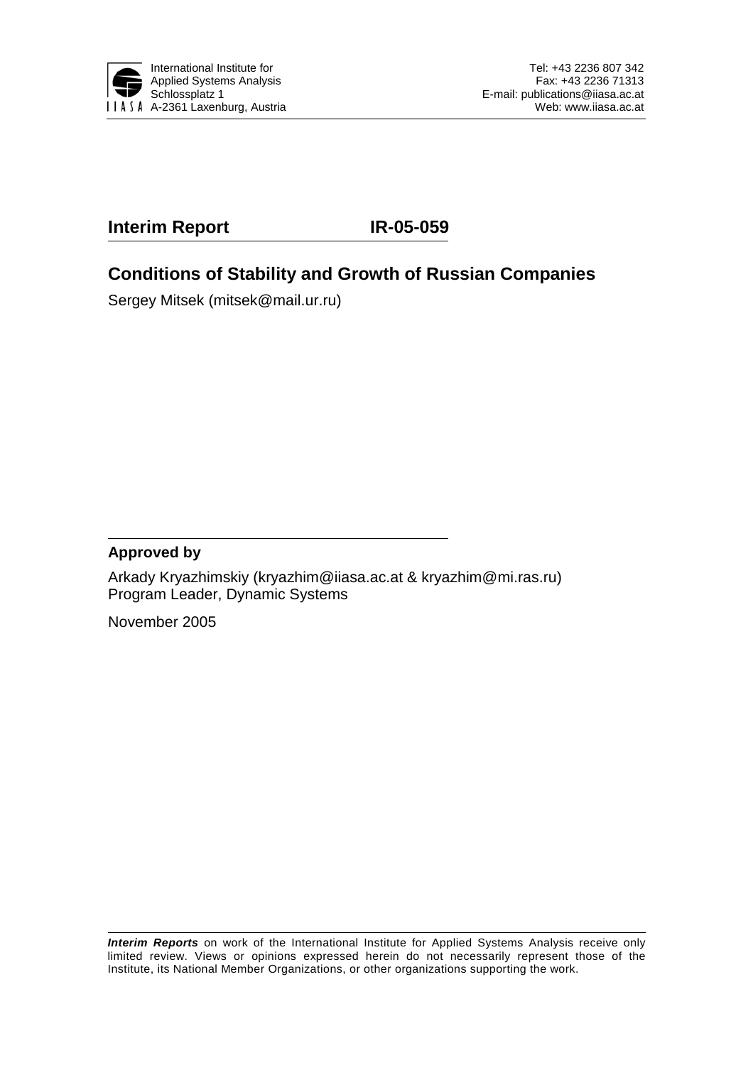International Institute for Applied Systems Analysis
Schlossplatz 1
A-2361 Laxenburg, Austria

Tel: +43 2236 807 342
Fax: +43 2236 71313
E-mail: publications@iiasa.ac.at
Web: www.iiasa.ac.at

**Interim Report** **IR-05-059**

# Conditions of Stability and Growth of Russian Companies

Sergey Mitsek (mitsek@mail.ur.ru)

**Approved by**

Arkady Kryazhimskiy (kryazhim@iiasa.ac.at & kryazhim@mi.ras.ru)
Program Leader, Dynamic Systems

November 2005

***Interim Reports*** on work of the International Institute for Applied Systems Analysis receive only limited review. Views or opinions expressed herein do not necessarily represent those of the Institute, its National Member Organizations, or other organizations supporting the work.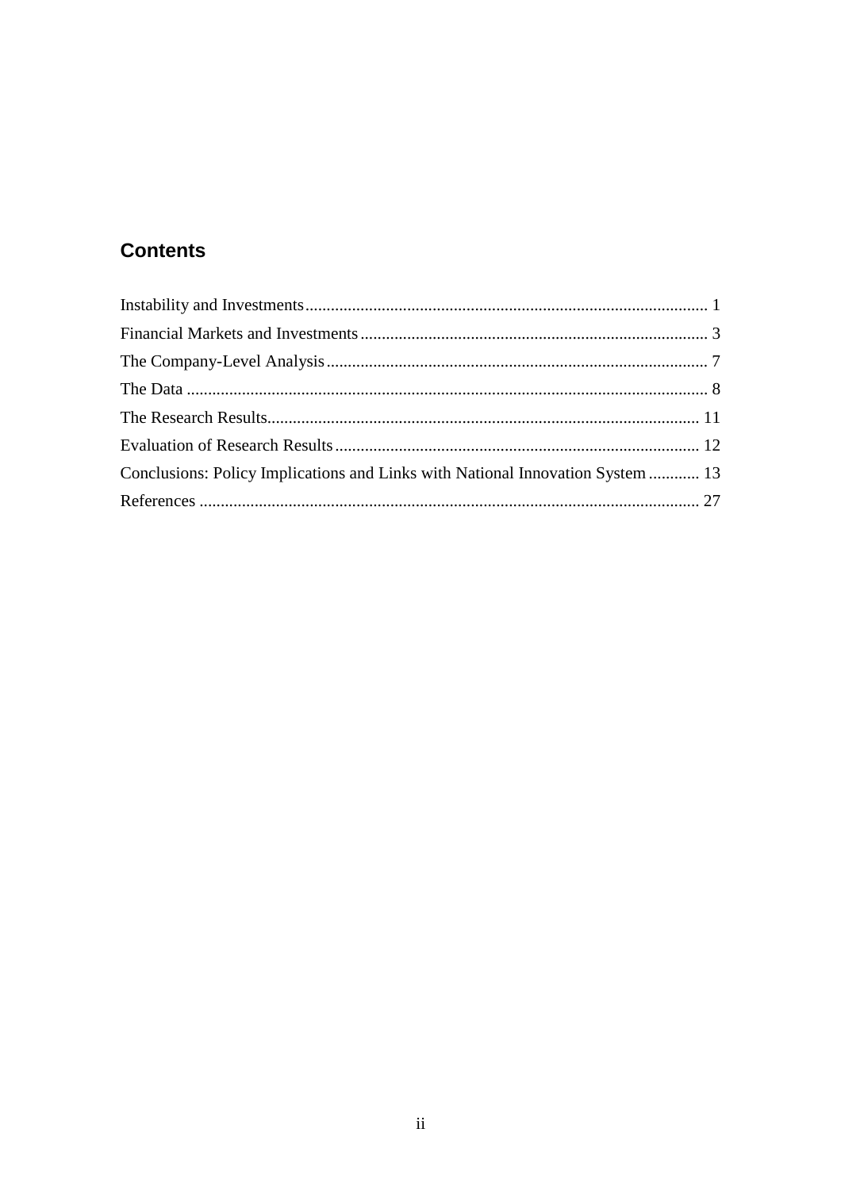## Contents

Instability and Investments .............................................................................................. 1

Financial Markets and Investments .................................................................................. 3

The Company-Level Analysis .......................................................................................... 7

The Data ........................................................................................................................... 8

The Research Results...................................................................................................... 11

Evaluation of Research Results ...................................................................................... 12

Conclusions: Policy Implications and Links with National Innovation System ............ 13

References ...................................................................................................................... 27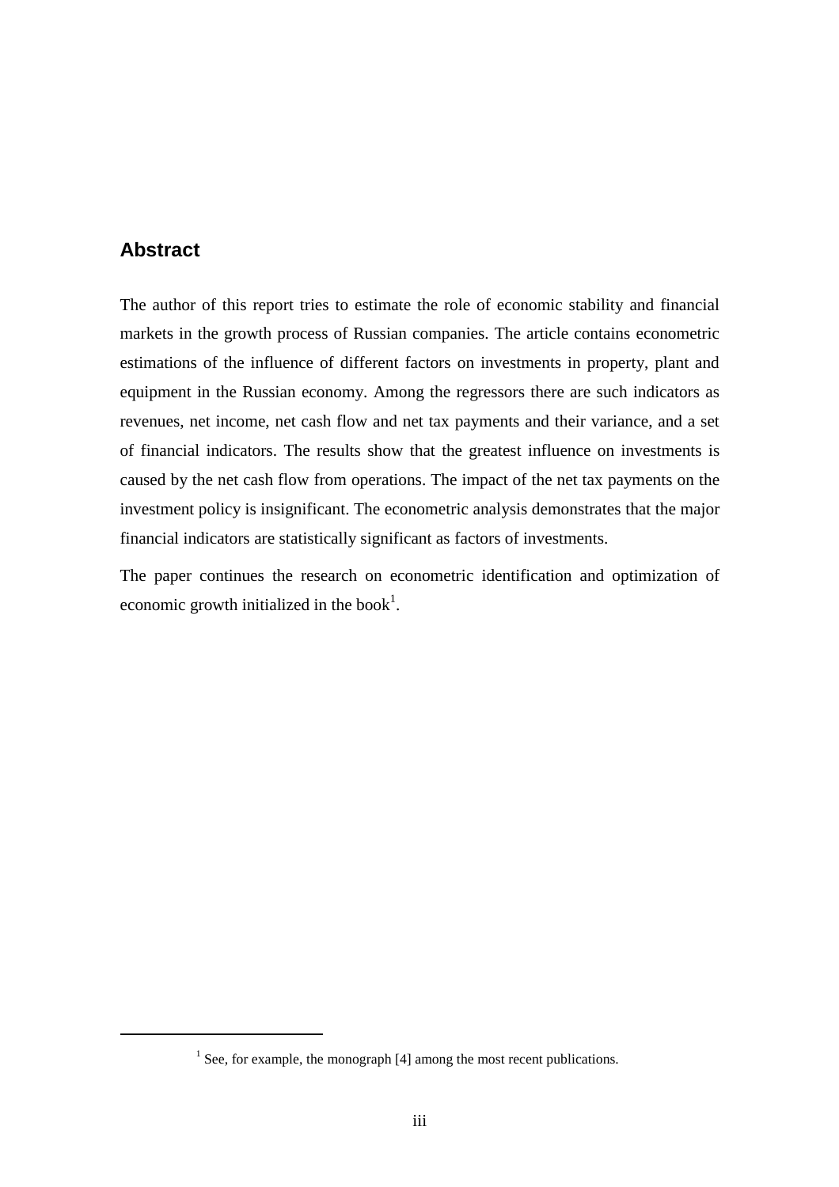## Abstract

The author of this report tries to estimate the role of economic stability and financial markets in the growth process of Russian companies. The article contains econometric estimations of the influence of different factors on investments in property, plant and equipment in the Russian economy. Among the regressors there are such indicators as revenues, net income, net cash flow and net tax payments and their variance, and a set of financial indicators. The results show that the greatest influence on investments is caused by the net cash flow from operations. The impact of the net tax payments on the investment policy is insignificant. The econometric analysis demonstrates that the major financial indicators are statistically significant as factors of investments.

The paper continues the research on econometric identification and optimization of economic growth initialized in the book[1].

---

[1] See, for example, the monograph [4] among the most recent publications.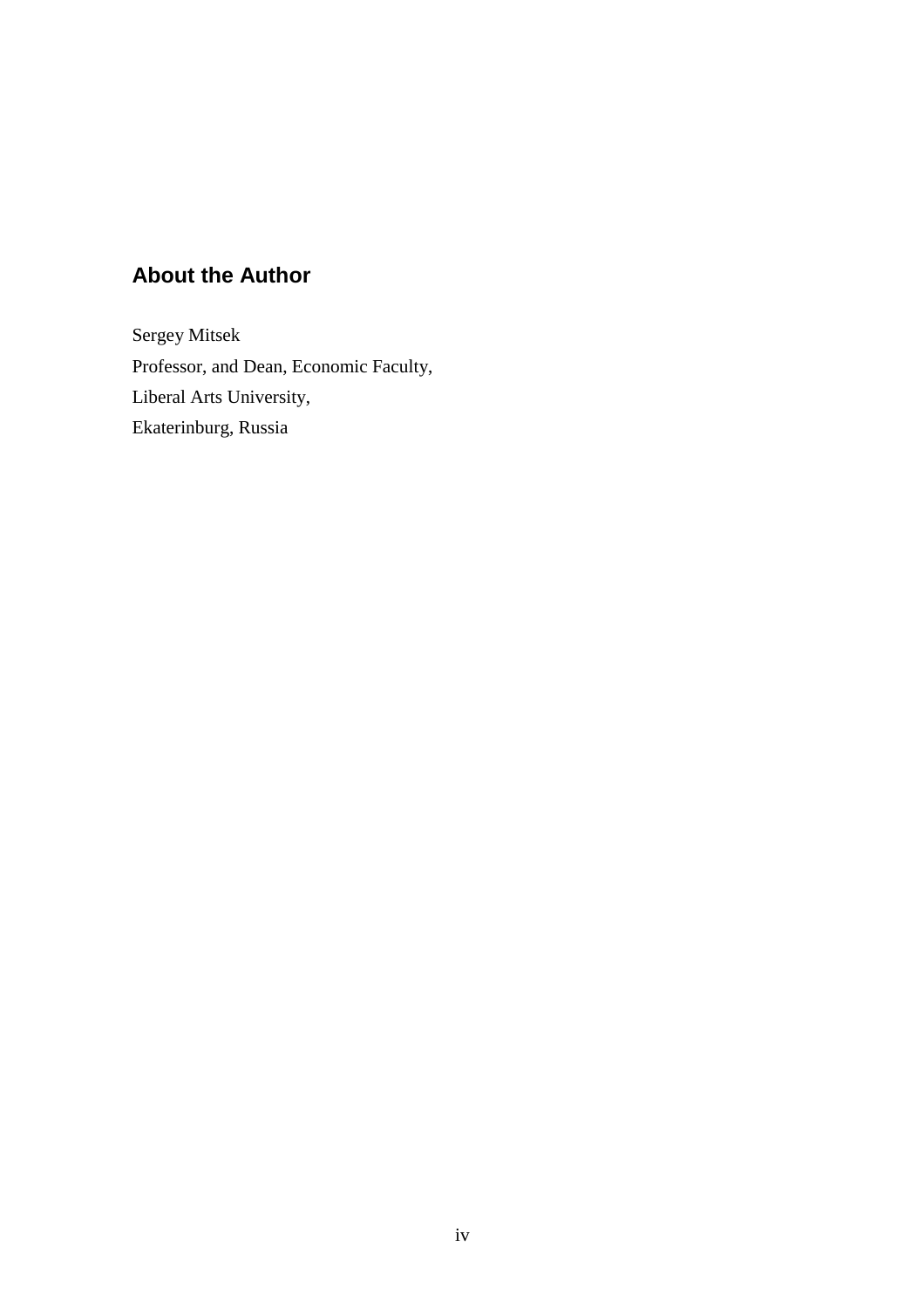## About the Author

Sergey Mitsek
Professor, and Dean, Economic Faculty,
Liberal Arts University,
Ekaterinburg, Russia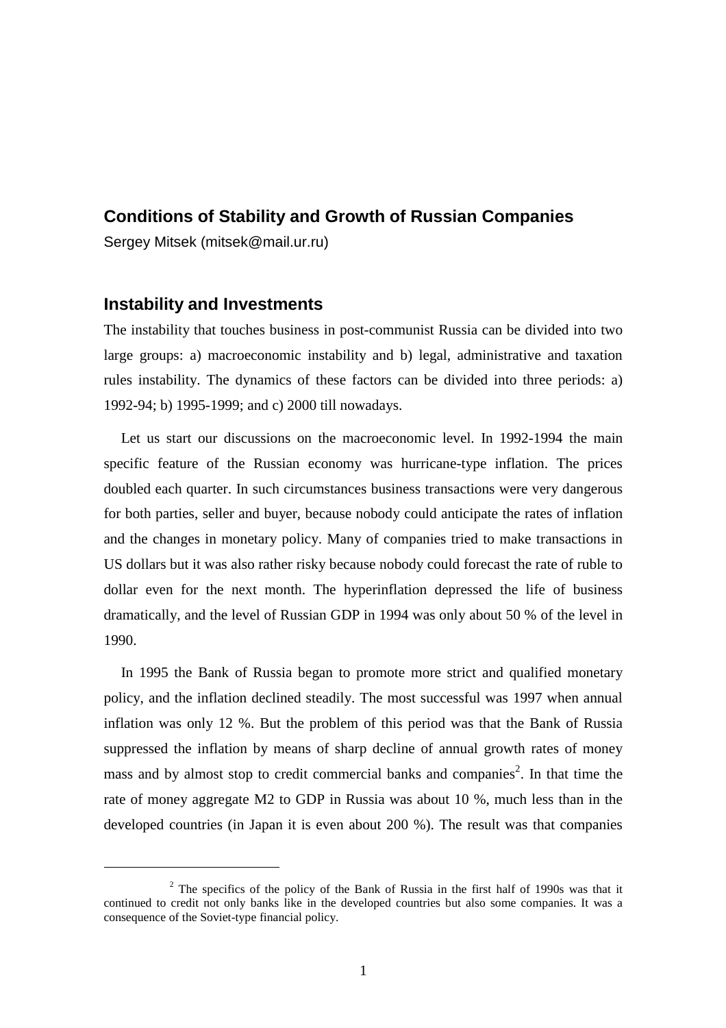## Conditions of Stability and Growth of Russian Companies

Sergey Mitsek (mitsek@mail.ur.ru)

### Instability and Investments

The instability that touches business in post-communist Russia can be divided into two large groups: a) macroeconomic instability and b) legal, administrative and taxation rules instability. The dynamics of these factors can be divided into three periods: a) 1992-94; b) 1995-1999; and c) 2000 till nowadays.

Let us start our discussions on the macroeconomic level. In 1992-1994 the main specific feature of the Russian economy was hurricane-type inflation. The prices doubled each quarter. In such circumstances business transactions were very dangerous for both parties, seller and buyer, because nobody could anticipate the rates of inflation and the changes in monetary policy. Many of companies tried to make transactions in US dollars but it was also rather risky because nobody could forecast the rate of ruble to dollar even for the next month. The hyperinflation depressed the life of business dramatically, and the level of Russian GDP in 1994 was only about 50 % of the level in 1990.

In 1995 the Bank of Russia began to promote more strict and qualified monetary policy, and the inflation declined steadily. The most successful was 1997 when annual inflation was only 12 %. But the problem of this period was that the Bank of Russia suppressed the inflation by means of sharp decline of annual growth rates of money mass and by almost stop to credit commercial banks and companies[2]. In that time the rate of money aggregate M2 to GDP in Russia was about 10 %, much less than in the developed countries (in Japan it is even about 200 %). The result was that companies

[2] The specifics of the policy of the Bank of Russia in the first half of 1990s was that it continued to credit not only banks like in the developed countries but also some companies. It was a consequence of the Soviet-type financial policy.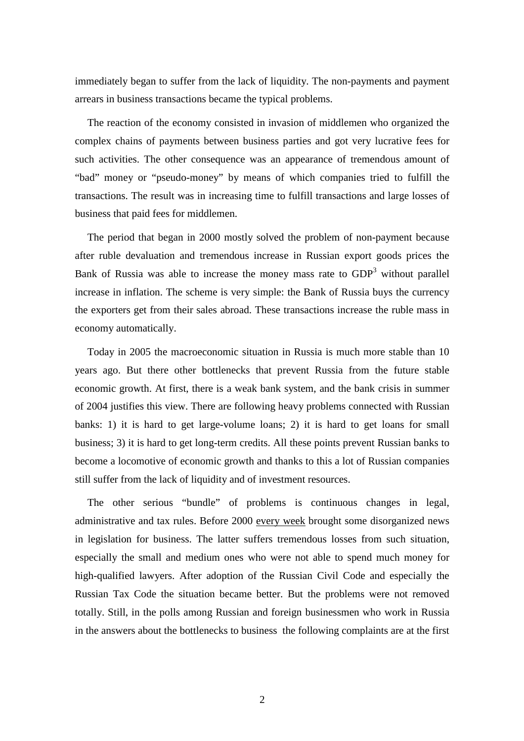immediately began to suffer from the lack of liquidity. The non-payments and payment arrears in business transactions became the typical problems.

The reaction of the economy consisted in invasion of middlemen who organized the complex chains of payments between business parties and got very lucrative fees for such activities. The other consequence was an appearance of tremendous amount of "bad" money or "pseudo-money" by means of which companies tried to fulfill the transactions. The result was in increasing time to fulfill transactions and large losses of business that paid fees for middlemen.

The period that began in 2000 mostly solved the problem of non-payment because after ruble devaluation and tremendous increase in Russian export goods prices the Bank of Russia was able to increase the money mass rate to GDP[3] without parallel increase in inflation. The scheme is very simple: the Bank of Russia buys the currency the exporters get from their sales abroad. These transactions increase the ruble mass in economy automatically.

Today in 2005 the macroeconomic situation in Russia is much more stable than 10 years ago. But there other bottlenecks that prevent Russia from the future stable economic growth. At first, there is a weak bank system, and the bank crisis in summer of 2004 justifies this view. There are following heavy problems connected with Russian banks: 1) it is hard to get large-volume loans; 2) it is hard to get loans for small business; 3) it is hard to get long-term credits. All these points prevent Russian banks to become a locomotive of economic growth and thanks to this a lot of Russian companies still suffer from the lack of liquidity and of investment resources.

The other serious "bundle" of problems is continuous changes in legal, administrative and tax rules. Before 2000 every week brought some disorganized news in legislation for business. The latter suffers tremendous losses from such situation, especially the small and medium ones who were not able to spend much money for high-qualified lawyers. After adoption of the Russian Civil Code and especially the Russian Tax Code the situation became better. But the problems were not removed totally. Still, in the polls among Russian and foreign businessmen who work in Russia in the answers about the bottlenecks to business the following complaints are at the first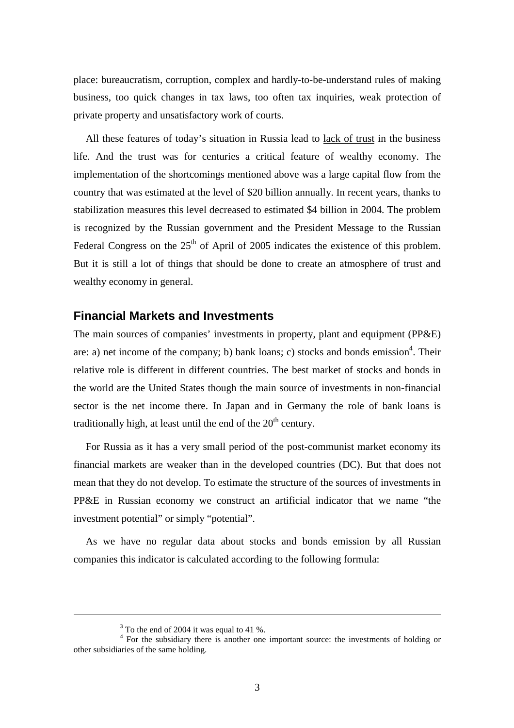place: bureaucratism, corruption, complex and hardly-to-be-understand rules of making business, too quick changes in tax laws, too often tax inquiries, weak protection of private property and unsatisfactory work of courts.

All these features of today's situation in Russia lead to lack of trust in the business life. And the trust was for centuries a critical feature of wealthy economy. The implementation of the shortcomings mentioned above was a large capital flow from the country that was estimated at the level of $20 billion annually. In recent years, thanks to stabilization measures this level decreased to estimated $4 billion in 2004. The problem is recognized by the Russian government and the President Message to the Russian Federal Congress on the 25th of April of 2005 indicates the existence of this problem. But it is still a lot of things that should be done to create an atmosphere of trust and wealthy economy in general.

## Financial Markets and Investments

The main sources of companies' investments in property, plant and equipment (PP&E) are: a) net income of the company; b) bank loans; c) stocks and bonds emission[4]. Their relative role is different in different countries. The best market of stocks and bonds in the world are the United States though the main source of investments in non-financial sector is the net income there. In Japan and in Germany the role of bank loans is traditionally high, at least until the end of the 20th century.

For Russia as it has a very small period of the post-communist market economy its financial markets are weaker than in the developed countries (DC). But that does not mean that they do not develop. To estimate the structure of the sources of investments in PP&E in Russian economy we construct an artificial indicator that we name "the investment potential" or simply "potential".

As we have no regular data about stocks and bonds emission by all Russian companies this indicator is calculated according to the following formula:

---

[3] To the end of 2004 it was equal to 41 %.

[4] For the subsidiary there is another one important source: the investments of holding or other subsidiaries of the same holding.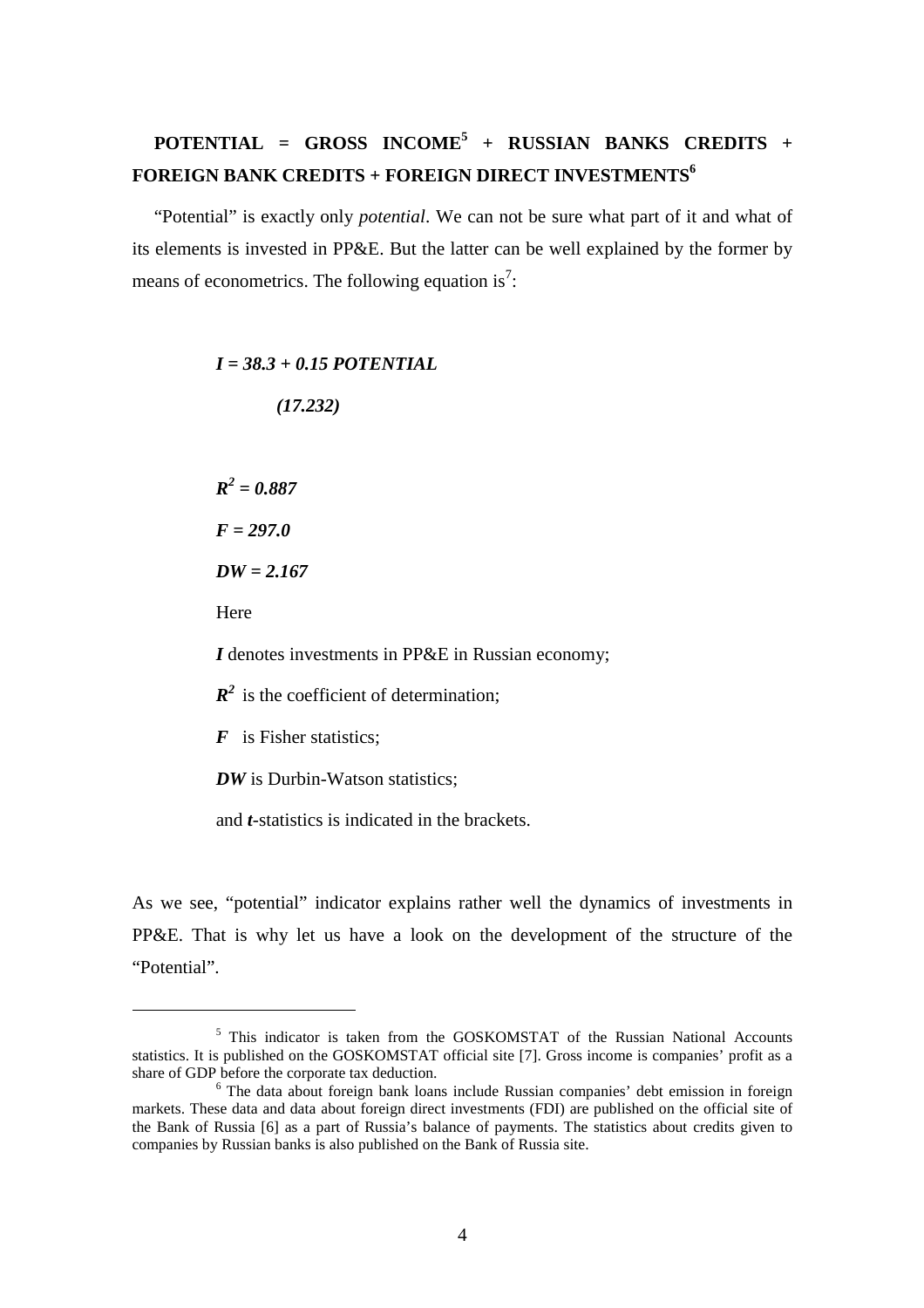**POTENTIAL = GROSS INCOME[5] + RUSSIAN BANKS CREDITS + FOREIGN BANK CREDITS + FOREIGN DIRECT INVESTMENTS[6]**

"Potential" is exactly only *potential*. We can not be sure what part of it and what of its elements is invested in PP&E. But the latter can be well explained by the former by means of econometrics. The following equation is[7]:

$$I = 38.3 + 0.15 \; POTENTIAL$$
$$(17.232)$$

$$R^2 = 0.887$$

$$F = 297.0$$

$$DW = 2.167$$

Here

***I*** denotes investments in PP&E in Russian economy;

$R^2$ is the coefficient of determination;

***F*** is Fisher statistics;

***DW*** is Durbin-Watson statistics;

and ***t***-statistics is indicated in the brackets.

As we see, "potential" indicator explains rather well the dynamics of investments in PP&E. That is why let us have a look on the development of the structure of the "Potential".

---

[5] This indicator is taken from the GOSKOMSTAT of the Russian National Accounts statistics. It is published on the GOSKOMSTAT official site [7]. Gross income is companies' profit as a share of GDP before the corporate tax deduction.

[6] The data about foreign bank loans include Russian companies' debt emission in foreign markets. These data and data about foreign direct investments (FDI) are published on the official site of the Bank of Russia [6] as a part of Russia's balance of payments. The statistics about credits given to companies by Russian banks is also published on the Bank of Russia site.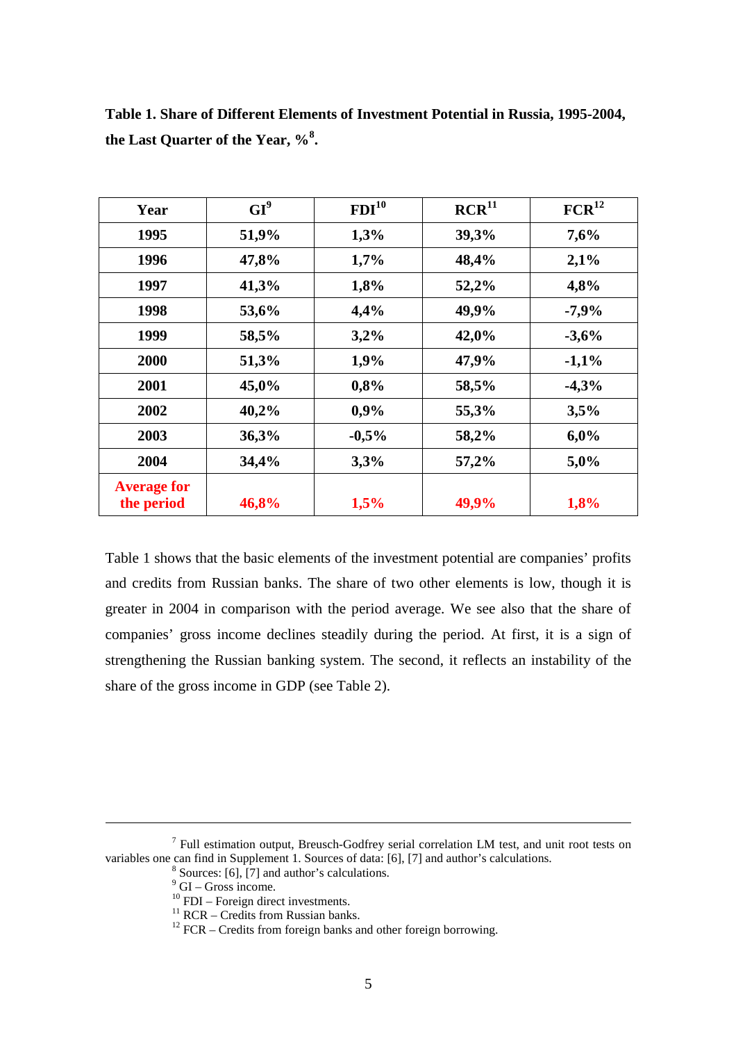**Table 1. Share of Different Elements of Investment Potential in Russia, 1995-2004, the Last Quarter of the Year, %[8].**

| Year | GI[9] | FDI[10] | RCR[11] | FCR[12] |
|---|---|---|---|---|
| 1995 | 51,9% | 1,3% | 39,3% | 7,6% |
| 1996 | 47,8% | 1,7% | 48,4% | 2,1% |
| 1997 | 41,3% | 1,8% | 52,2% | 4,8% |
| 1998 | 53,6% | 4,4% | 49,9% | -7,9% |
| 1999 | 58,5% | 3,2% | 42,0% | -3,6% |
| 2000 | 51,3% | 1,9% | 47,9% | -1,1% |
| 2001 | 45,0% | 0,8% | 58,5% | -4,3% |
| 2002 | 40,2% | 0,9% | 55,3% | 3,5% |
| 2003 | 36,3% | -0,5% | 58,2% | 6,0% |
| 2004 | 34,4% | 3,3% | 57,2% | 5,0% |
| Average for the period | 46,8% | 1,5% | 49,9% | 1,8% |

Table 1 shows that the basic elements of the investment potential are companies' profits and credits from Russian banks. The share of two other elements is low, though it is greater in 2004 in comparison with the period average. We see also that the share of companies' gross income declines steadily during the period. At first, it is a sign of strengthening the Russian banking system. The second, it reflects an instability of the share of the gross income in GDP (see Table 2).

---

[7] Full estimation output, Breusch-Godfrey serial correlation LM test, and unit root tests on variables one can find in Supplement 1. Sources of data: [6], [7] and author's calculations.

[8] Sources: [6], [7] and author's calculations.

[9] GI – Gross income.

[10] FDI – Foreign direct investments.

[11] RCR – Credits from Russian banks.

[12] FCR – Credits from foreign banks and other foreign borrowing.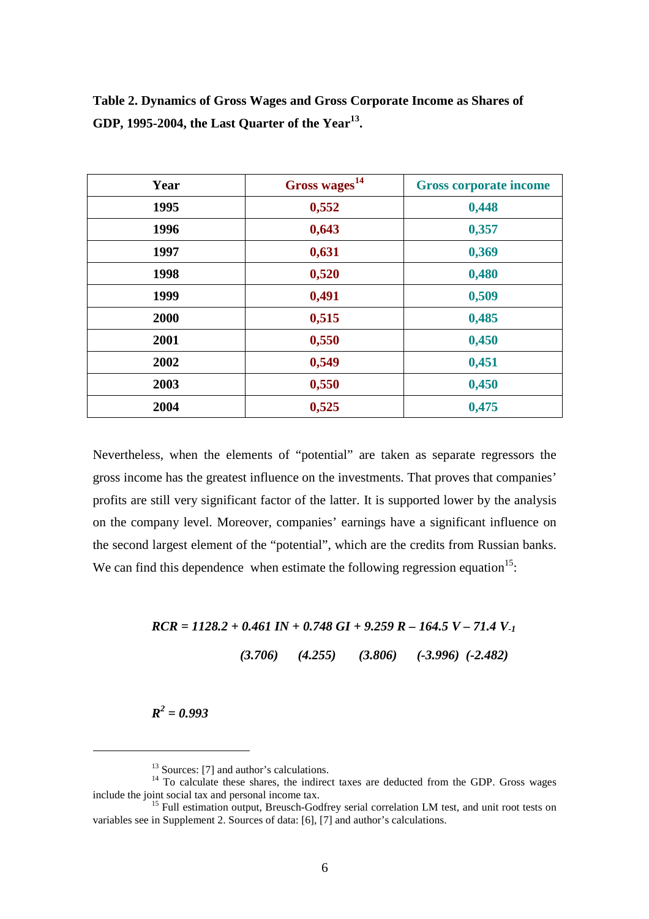**Table 2. Dynamics of Gross Wages and Gross Corporate Income as Shares of GDP, 1995-2004, the Last Quarter of the Year[13].**

| Year | Gross wages[14] | Gross corporate income |
|---|---|---|
| 1995 | 0,552 | 0,448 |
| 1996 | 0,643 | 0,357 |
| 1997 | 0,631 | 0,369 |
| 1998 | 0,520 | 0,480 |
| 1999 | 0,491 | 0,509 |
| 2000 | 0,515 | 0,485 |
| 2001 | 0,550 | 0,450 |
| 2002 | 0,549 | 0,451 |
| 2003 | 0,550 | 0,450 |
| 2004 | 0,525 | 0,475 |

Nevertheless, when the elements of "potential" are taken as separate regressors the gross income has the greatest influence on the investments. That proves that companies' profits are still very significant factor of the latter. It is supported lower by the analysis on the company level. Moreover, companies' earnings have a significant influence on the second largest element of the "potential", which are the credits from Russian banks. We can find this dependence when estimate the following regression equation[15]:

$$RCR = 1128.2 + 0.461\ IN + 0.748\ GI + 9.259\ R - 164.5\ V - 71.4\ V_{-1}$$

$$(3.706) \quad (4.255) \quad (3.806) \quad (-3.996) \quad (-2.482)$$

$$R^2 = 0.993$$

[13] Sources: [7] and author's calculations.

[14] To calculate these shares, the indirect taxes are deducted from the GDP. Gross wages include the joint social tax and personal income tax.

[15] Full estimation output, Breusch-Godfrey serial correlation LM test, and unit root tests on variables see in Supplement 2. Sources of data: [6], [7] and author's calculations.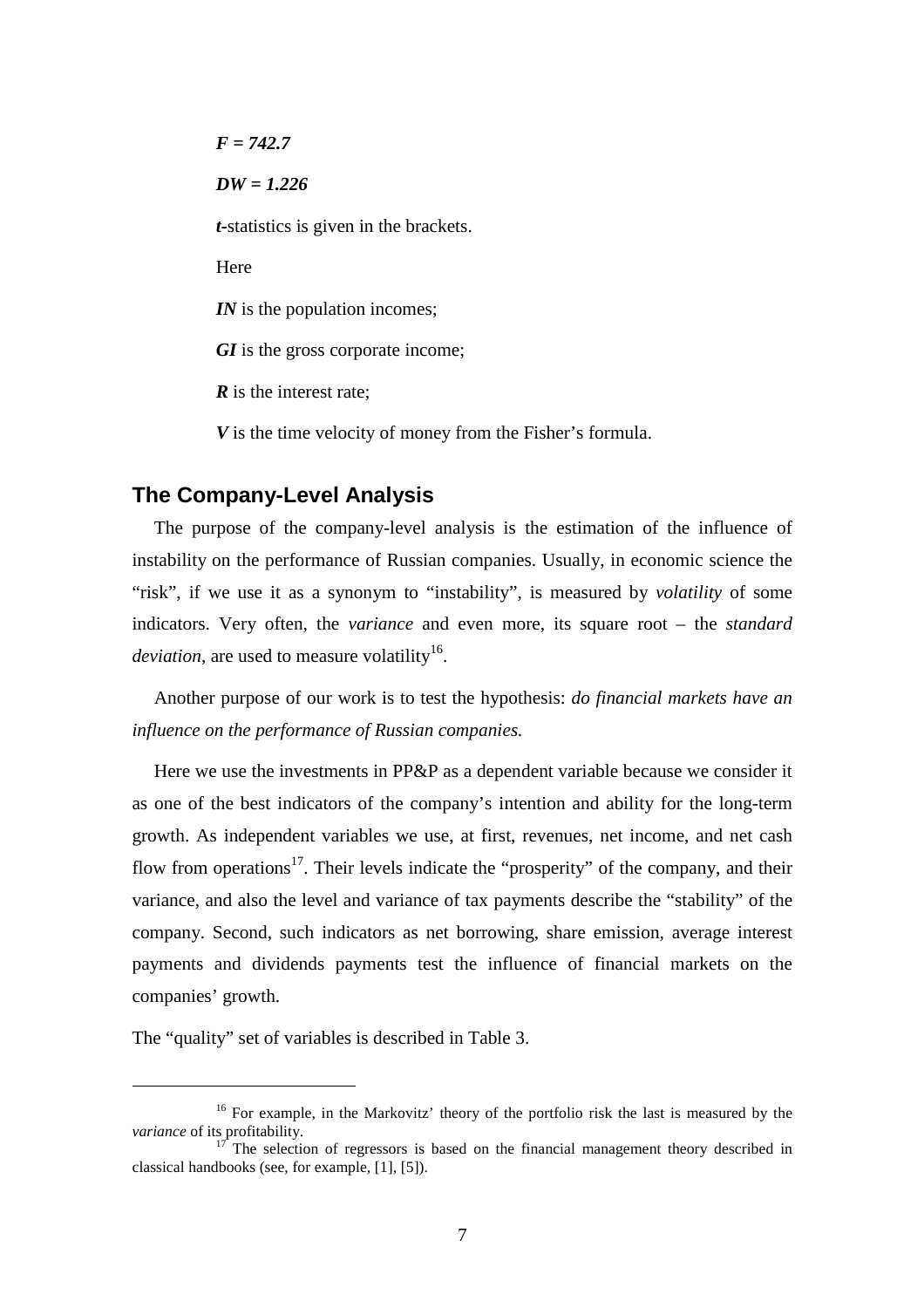***F = 742.7***

***DW = 1.226***

***t***-statistics is given in the brackets.

Here

***IN*** is the population incomes;

***GI*** is the gross corporate income;

***R*** is the interest rate;

***V*** is the time velocity of money from the Fisher's formula.

## The Company-Level Analysis

The purpose of the company-level analysis is the estimation of the influence of instability on the performance of Russian companies. Usually, in economic science the "risk", if we use it as a synonym to "instability", is measured by *volatility* of some indicators. Very often, the *variance* and even more, its square root – the *standard deviation*, are used to measure volatility[16].

Another purpose of our work is to test the hypothesis: *do financial markets have an influence on the performance of Russian companies.*

Here we use the investments in PP&P as a dependent variable because we consider it as one of the best indicators of the company's intention and ability for the long-term growth. As independent variables we use, at first, revenues, net income, and net cash flow from operations[17]. Their levels indicate the "prosperity" of the company, and their variance, and also the level and variance of tax payments describe the "stability" of the company. Second, such indicators as net borrowing, share emission, average interest payments and dividends payments test the influence of financial markets on the companies' growth.

The "quality" set of variables is described in Table 3.

---

[16] For example, in the Markovitz' theory of the portfolio risk the last is measured by the *variance* of its profitability.

[17] The selection of regressors is based on the financial management theory described in classical handbooks (see, for example, [1], [5]).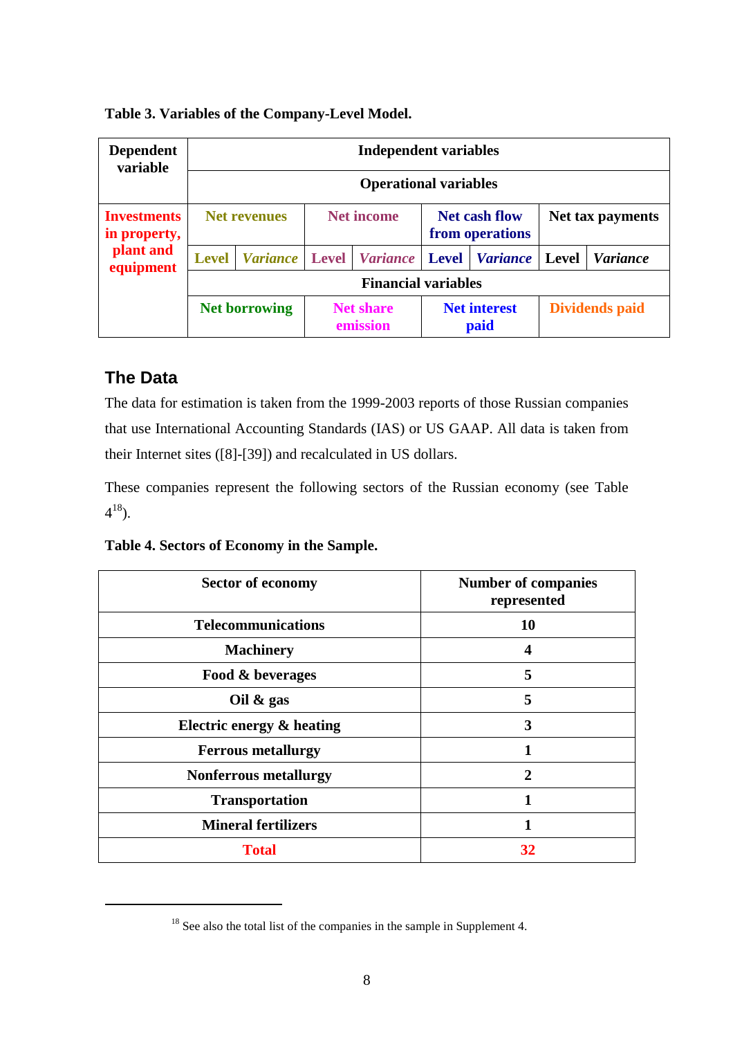**Table 3. Variables of the Company-Level Model.**

| Dependent variable | Independent variables | | | | | | | |
|---|---|---|---|---|---|---|---|---|
| | Operational variables | | | | | | | |
| Investments in property, plant and equipment | Net revenues | | Net income | | Net cash flow from operations | | Net tax payments | |
| | Level | *Variance* | Level | *Variance* | Level | *Variance* | Level | *Variance* |
| | Financial variables | | | | | | | |
| | Net borrowing | | Net share emission | | Net interest paid | | Dividends paid | |

## The Data

The data for estimation is taken from the 1999-2003 reports of those Russian companies that use International Accounting Standards (IAS) or US GAAP. All data is taken from their Internet sites ([8]-[39]) and recalculated in US dollars.

These companies represent the following sectors of the Russian economy (see Table 4[18]).

**Table 4. Sectors of Economy in the Sample.**

| Sector of economy | Number of companies represented |
|---|---|
| Telecommunications | 10 |
| Machinery | 4 |
| Food & beverages | 5 |
| Oil & gas | 5 |
| Electric energy & heating | 3 |
| Ferrous metallurgy | 1 |
| Nonferrous metallurgy | 2 |
| Transportation | 1 |
| Mineral fertilizers | 1 |
| Total | 32 |

[18] See also the total list of the companies in the sample in Supplement 4.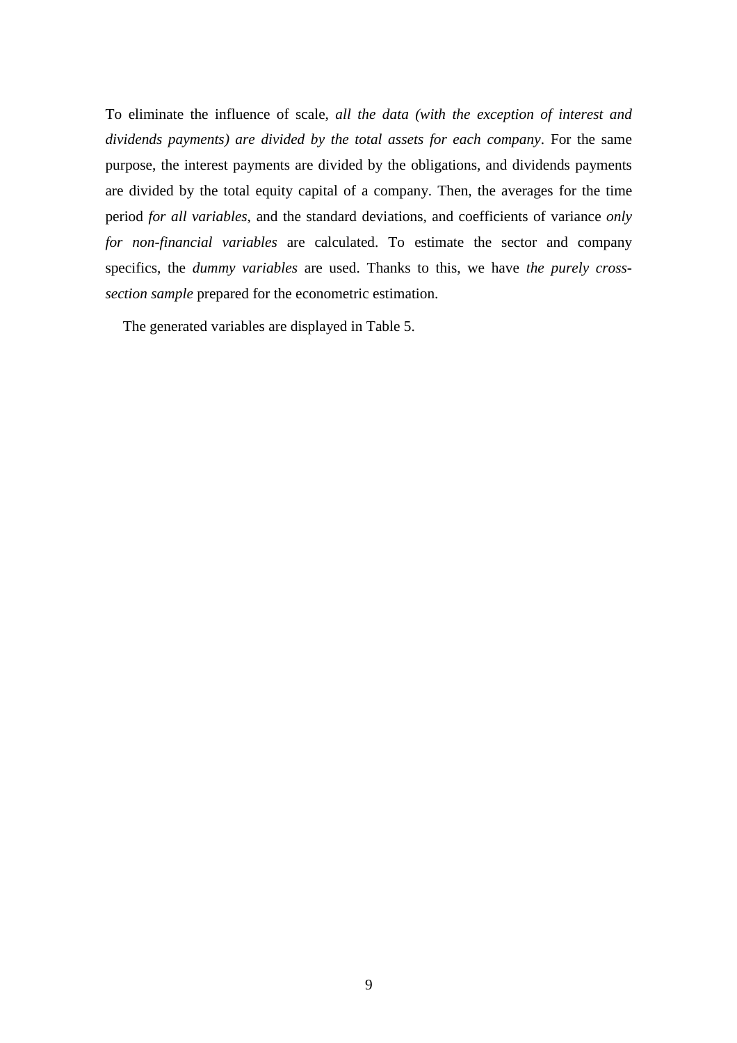To eliminate the influence of scale, *all the data (with the exception of interest and dividends payments) are divided by the total assets for each company*. For the same purpose, the interest payments are divided by the obligations, and dividends payments are divided by the total equity capital of a company. Then, the averages for the time period *for all variables*, and the standard deviations, and coefficients of variance *only for non-financial variables* are calculated. To estimate the sector and company specifics, the *dummy variables* are used. Thanks to this, we have *the purely cross-section sample* prepared for the econometric estimation.

The generated variables are displayed in Table 5.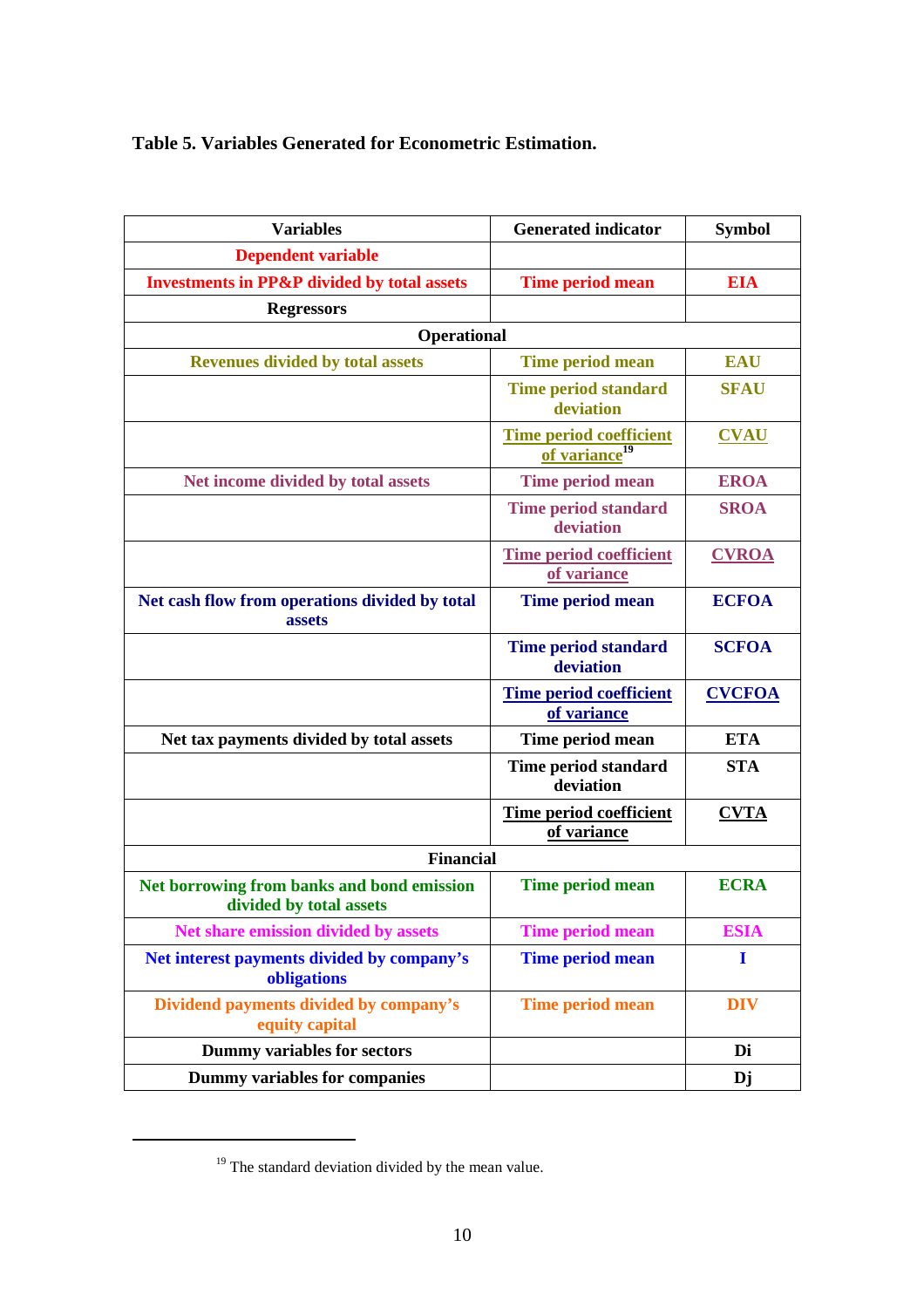**Table 5. Variables Generated for Econometric Estimation.**

| Variables | Generated indicator | Symbol |
|---|---|---|
| Dependent variable | | |
| Investments in PP&P divided by total assets | Time period mean | EIA |
| Regressors | | |
| Operational | | |
| Revenues divided by total assets | Time period mean | EAU |
| | Time period standard deviation | SFAU |
| | Time period coefficient of variance[19] | CVAU |
| Net income divided by total assets | Time period mean | EROA |
| | Time period standard deviation | SROA |
| | Time period coefficient of variance | CVROA |
| Net cash flow from operations divided by total assets | Time period mean | ECFOA |
| | Time period standard deviation | SCFOA |
| | Time period coefficient of variance | CVCFOA |
| Net tax payments divided by total assets | Time period mean | ETA |
| | Time period standard deviation | STA |
| | Time period coefficient of variance | CVTA |
| Financial | | |
| Net borrowing from banks and bond emission divided by total assets | Time period mean | ECRA |
| Net share emission divided by assets | Time period mean | ESIA |
| Net interest payments divided by company's obligations | Time period mean | I |
| Dividend payments divided by company's equity capital | Time period mean | DIV |
| Dummy variables for sectors | | Di |
| Dummy variables for companies | | Dj |

[19] The standard deviation divided by the mean value.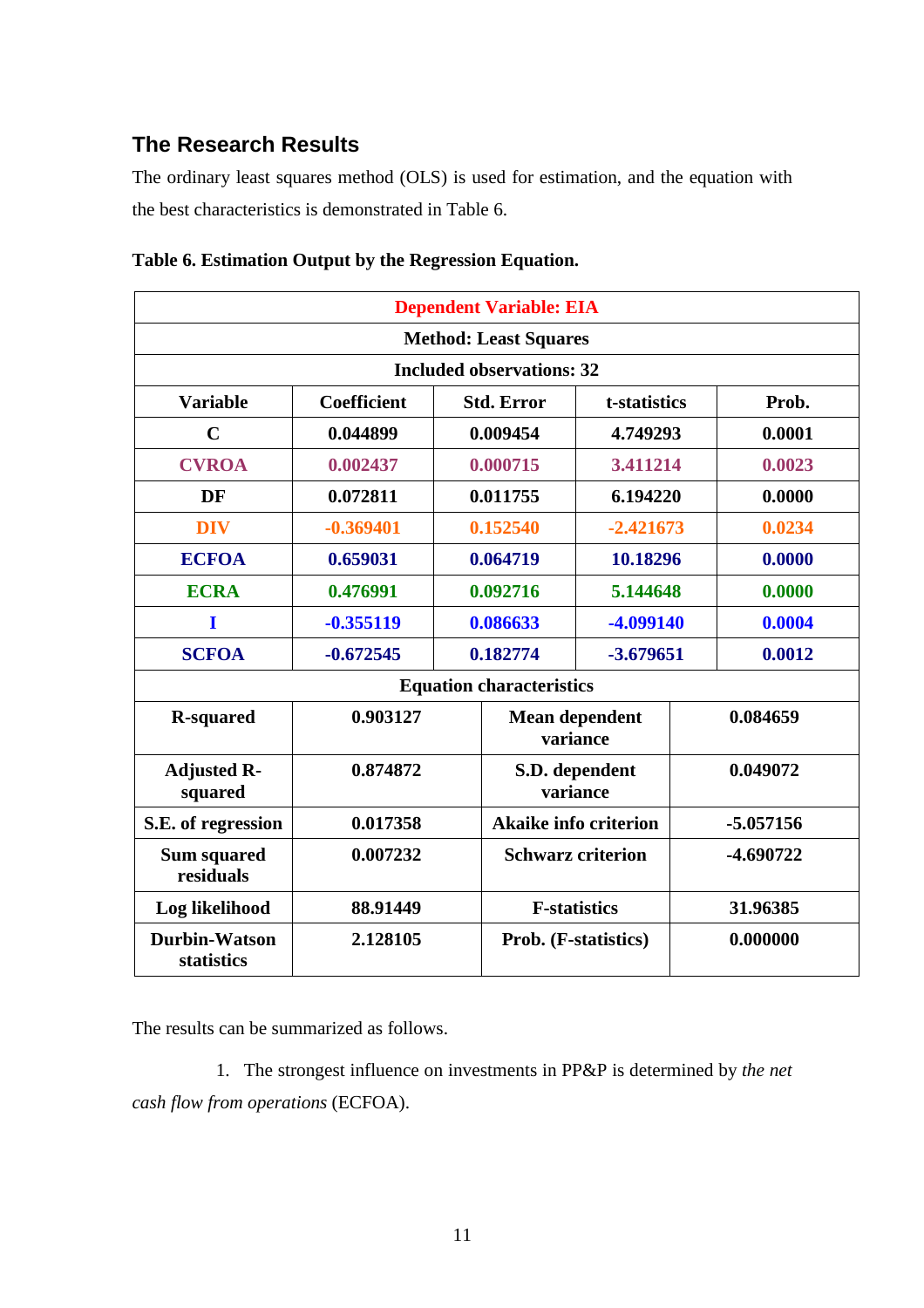## The Research Results

The ordinary least squares method (OLS) is used for estimation, and the equation with the best characteristics is demonstrated in Table 6.

**Table 6. Estimation Output by the Regression Equation.**

| Dependent Variable: EIA | | | | |
|---|---|---|---|---|
| Method: Least Squares | | | | |
| Included observations: 32 | | | | |
| **Variable** | **Coefficient** | **Std. Error** | **t-statistics** | **Prob.** |
| C | 0.044899 | 0.009454 | 4.749293 | 0.0001 |
| CVROA | 0.002437 | 0.000715 | 3.411214 | 0.0023 |
| DF | 0.072811 | 0.011755 | 6.194220 | 0.0000 |
| DIV | -0.369401 | 0.152540 | -2.421673 | 0.0234 |
| ECFOA | 0.659031 | 0.064719 | 10.18296 | 0.0000 |
| ECRA | 0.476991 | 0.092716 | 5.144648 | 0.0000 |
| I | -0.355119 | 0.086633 | -4.099140 | 0.0004 |
| SCFOA | -0.672545 | 0.182774 | -3.679651 | 0.0012 |

| Equation characteristics | | | |
|---|---|---|---|
| R-squared | 0.903127 | Mean dependent variance | 0.084659 |
| Adjusted R-squared | 0.874872 | S.D. dependent variance | 0.049072 |
| S.E. of regression | 0.017358 | Akaike info criterion | -5.057156 |
| Sum squared residuals | 0.007232 | Schwarz criterion | -4.690722 |
| Log likelihood | 88.91449 | F-statistics | 31.96385 |
| Durbin-Watson statistics | 2.128105 | Prob. (F-statistics) | 0.000000 |

The results can be summarized as follows.

1. The strongest influence on investments in PP&P is determined by *the net cash flow from operations* (ECFOA).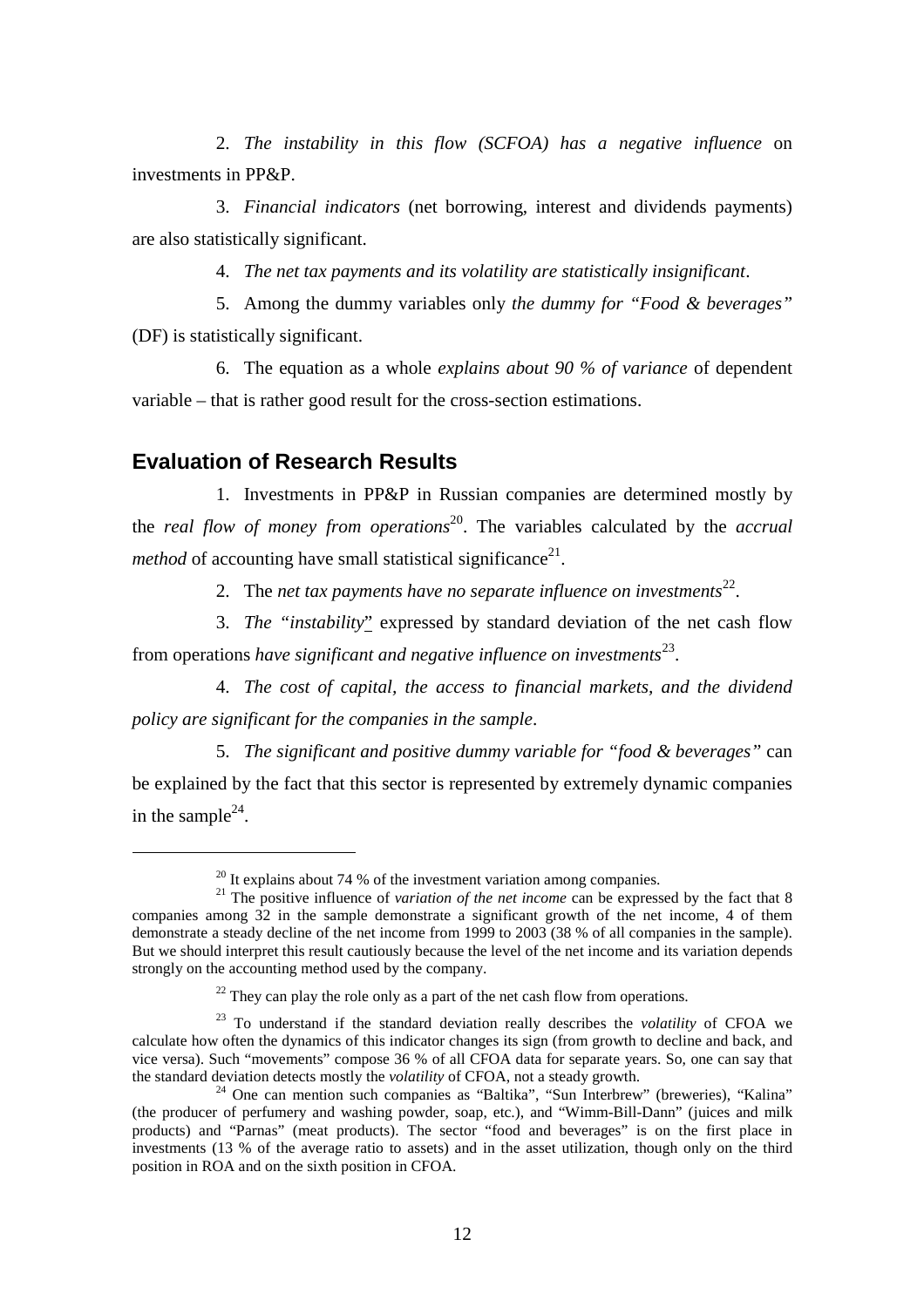2. *The instability in this flow (SCFOA) has a negative influence* on investments in PP&P.

3. *Financial indicators* (net borrowing, interest and dividends payments) are also statistically significant.

4. *The net tax payments and its volatility are statistically insignificant*.

5. Among the dummy variables only *the dummy for "Food & beverages"* (DF) is statistically significant.

6. The equation as a whole *explains about 90 % of variance* of dependent variable – that is rather good result for the cross-section estimations.

## Evaluation of Research Results

1. Investments in PP&P in Russian companies are determined mostly by the *real flow of money from operations*[20]. The variables calculated by the *accrual method* of accounting have small statistical significance[21].

2. The *net tax payments have no separate influence on investments*[22].

3. *The "instability"* expressed by standard deviation of the net cash flow from operations *have significant and negative influence on investments*[23].

4. *The cost of capital, the access to financial markets, and the dividend policy are significant for the companies in the sample*.

5. *The significant and positive dummy variable for "food & beverages"* can be explained by the fact that this sector is represented by extremely dynamic companies in the sample[24].

---

[20] It explains about 74 % of the investment variation among companies.

[21] The positive influence of *variation of the net income* can be expressed by the fact that 8 companies among 32 in the sample demonstrate a significant growth of the net income, 4 of them demonstrate a steady decline of the net income from 1999 to 2003 (38 % of all companies in the sample). But we should interpret this result cautiously because the level of the net income and its variation depends strongly on the accounting method used by the company.

[22] They can play the role only as a part of the net cash flow from operations.

[23] To understand if the standard deviation really describes the *volatility* of CFOA we calculate how often the dynamics of this indicator changes its sign (from growth to decline and back, and vice versa). Such "movements" compose 36 % of all CFOA data for separate years. So, one can say that the standard deviation detects mostly the *volatility* of CFOA, not a steady growth.

[24] One can mention such companies as "Baltika", "Sun Interbrew" (breweries), "Kalina" (the producer of perfumery and washing powder, soap, etc.), and "Wimm-Bill-Dann" (juices and milk products) and "Parnas" (meat products). The sector "food and beverages" is on the first place in investments (13 % of the average ratio to assets) and in the asset utilization, though only on the third position in ROA and on the sixth position in CFOA.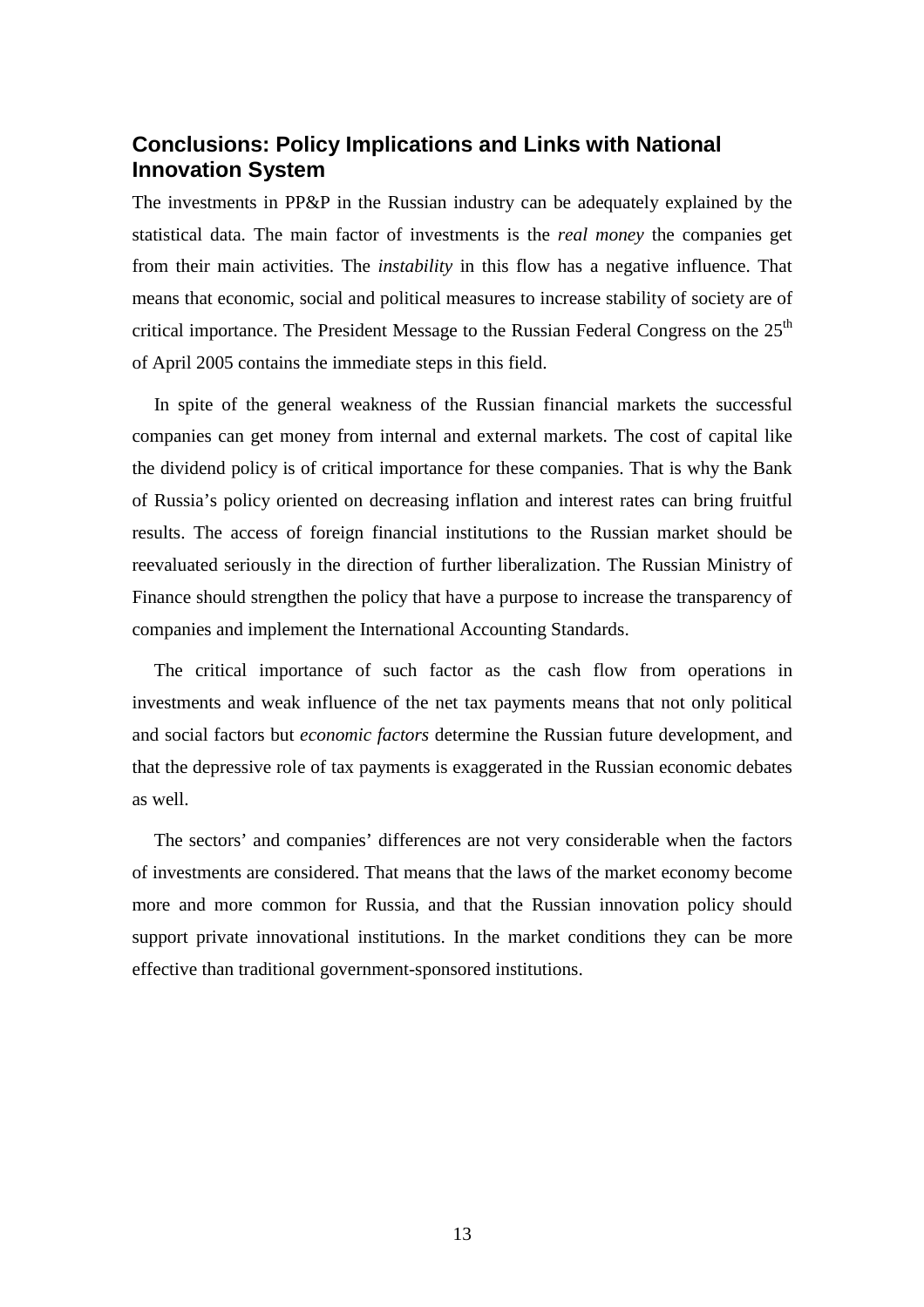## Conclusions: Policy Implications and Links with National Innovation System

The investments in PP&P in the Russian industry can be adequately explained by the statistical data. The main factor of investments is the *real money* the companies get from their main activities. The *instability* in this flow has a negative influence. That means that economic, social and political measures to increase stability of society are of critical importance. The President Message to the Russian Federal Congress on the 25$^{th}$ of April 2005 contains the immediate steps in this field.

In spite of the general weakness of the Russian financial markets the successful companies can get money from internal and external markets. The cost of capital like the dividend policy is of critical importance for these companies. That is why the Bank of Russia's policy oriented on decreasing inflation and interest rates can bring fruitful results. The access of foreign financial institutions to the Russian market should be reevaluated seriously in the direction of further liberalization. The Russian Ministry of Finance should strengthen the policy that have a purpose to increase the transparency of companies and implement the International Accounting Standards.

The critical importance of such factor as the cash flow from operations in investments and weak influence of the net tax payments means that not only political and social factors but *economic factors* determine the Russian future development, and that the depressive role of tax payments is exaggerated in the Russian economic debates as well.

The sectors' and companies' differences are not very considerable when the factors of investments are considered. That means that the laws of the market economy become more and more common for Russia, and that the Russian innovation policy should support private innovational institutions. In the market conditions they can be more effective than traditional government-sponsored institutions.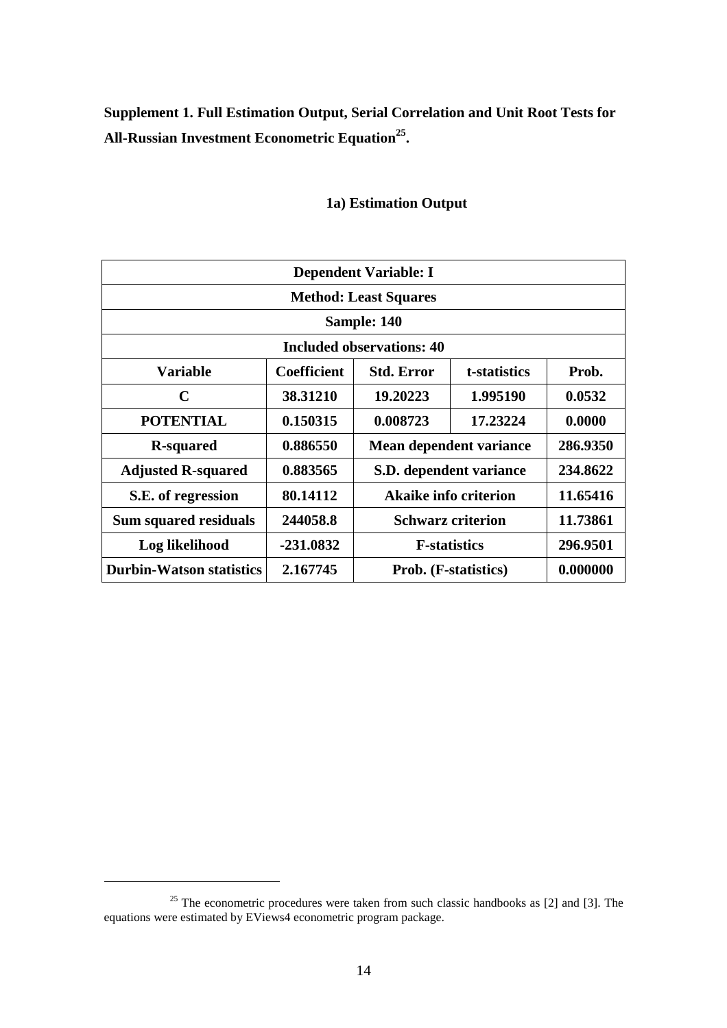**Supplement 1. Full Estimation Output, Serial Correlation and Unit Root Tests for All-Russian Investment Econometric Equation[25].**

**1a) Estimation Output**

| Dependent Variable: I | | | | |
|---|---|---|---|---|
| **Method: Least Squares** | | | | |
| **Sample: 140** | | | | |
| **Included observations: 40** | | | | |
| **Variable** | **Coefficient** | **Std. Error** | **t-statistics** | **Prob.** |
| **C** | **38.31210** | **19.20223** | **1.995190** | **0.0532** |
| **POTENTIAL** | **0.150315** | **0.008723** | **17.23224** | **0.0000** |
| **R-squared** | **0.886550** | **Mean dependent variance** | | **286.9350** |
| **Adjusted R-squared** | **0.883565** | **S.D. dependent variance** | | **234.8622** |
| **S.E. of regression** | **80.14112** | **Akaike info criterion** | | **11.65416** |
| **Sum squared residuals** | **244058.8** | **Schwarz criterion** | | **11.73861** |
| **Log likelihood** | **-231.0832** | **F-statistics** | | **296.9501** |
| **Durbin-Watson statistics** | **2.167745** | **Prob. (F-statistics)** | | **0.000000** |

[25] The econometric procedures were taken from such classic handbooks as [2] and [3]. The equations were estimated by EViews4 econometric program package.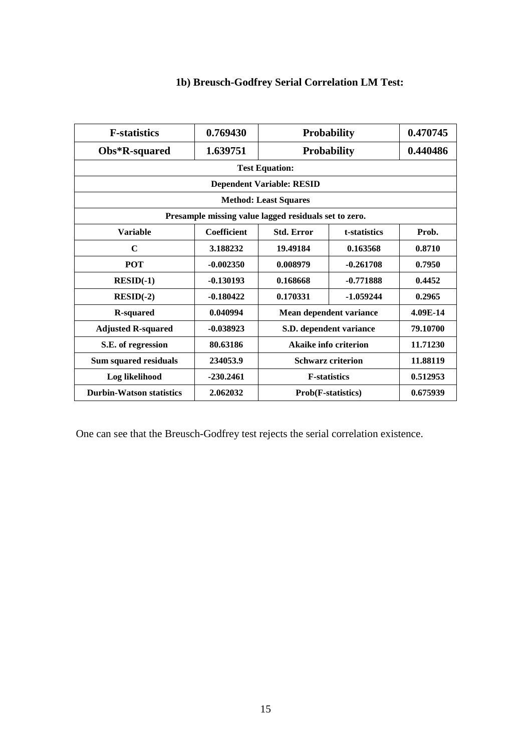### 1b) Breusch-Godfrey Serial Correlation LM Test:

| **F-statistics** | **0.769430** | **Probability** | | **0.470745** |
|---|---|---|---|---|
| **Obs*R-squared** | **1.639751** | **Probability** | | **0.440486** |
| **Test Equation:** | | | | |
| **Dependent Variable: RESID** | | | | |
| **Method: Least Squares** | | | | |
| **Presample missing value lagged residuals set to zero.** | | | | |
| **Variable** | **Coefficient** | **Std. Error** | **t-statistics** | **Prob.** |
| **C** | **3.188232** | **19.49184** | **0.163568** | **0.8710** |
| **POT** | **-0.002350** | **0.008979** | **-0.261708** | **0.7950** |
| **RESID(-1)** | **-0.130193** | **0.168668** | **-0.771888** | **0.4452** |
| **RESID(-2)** | **-0.180422** | **0.170331** | **-1.059244** | **0.2965** |
| **R-squared** | **0.040994** | **Mean dependent variance** | | **4.09E-14** |
| **Adjusted R-squared** | **-0.038923** | **S.D. dependent variance** | | **79.10700** |
| **S.E. of regression** | **80.63186** | **Akaike info criterion** | | **11.71230** |
| **Sum squared residuals** | **234053.9** | **Schwarz criterion** | | **11.88119** |
| **Log likelihood** | **-230.2461** | **F-statistics** | | **0.512953** |
| **Durbin-Watson statistics** | **2.062032** | **Prob(F-statistics)** | | **0.675939** |

One can see that the Breusch-Godfrey test rejects the serial correlation existence.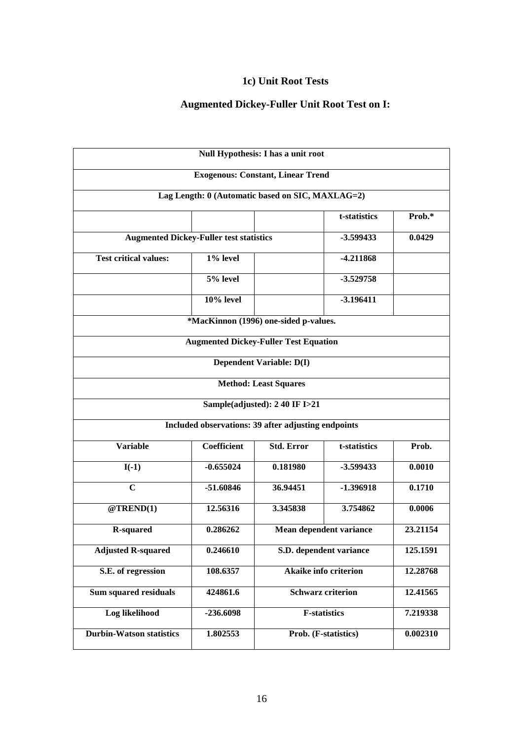### 1c) Unit Root Tests

### Augmented Dickey-Fuller Unit Root Test on I:

| Null Hypothesis: I has a unit root | | | | |
|---|---|---|---|---|
| **Exogenous: Constant, Linear Trend** | | | | |
| **Lag Length: 0 (Automatic based on SIC, MAXLAG=2)** | | | | |
| | | | **t-statistics** | **Prob.*** |
| **Augmented Dickey-Fuller test statistics** | | | **-3.599433** | **0.0429** |
| **Test critical values:** | **1% level** | | **-4.211868** | |
| | **5% level** | | **-3.529758** | |
| | **10% level** | | **-3.196411** | |
| ***MacKinnon (1996) one-sided p-values.** | | | | |
| **Augmented Dickey-Fuller Test Equation** | | | | |
| **Dependent Variable: D(I)** | | | | |
| **Method: Least Squares** | | | | |
| **Sample(adjusted): 2 40 IF I>21** | | | | |
| **Included observations: 39 after adjusting endpoints** | | | | |
| **Variable** | **Coefficient** | **Std. Error** | **t-statistics** | **Prob.** |
| **I(-1)** | **-0.655024** | **0.181980** | **-3.599433** | **0.0010** |
| **C** | **-51.60846** | **36.94451** | **-1.396918** | **0.1710** |
| **@TREND(1)** | **12.56316** | **3.345838** | **3.754862** | **0.0006** |
| **R-squared** | **0.286262** | **Mean dependent variance** | | **23.21154** |
| **Adjusted R-squared** | **0.246610** | **S.D. dependent variance** | | **125.1591** |
| **S.E. of regression** | **108.6357** | **Akaike info criterion** | | **12.28768** |
| **Sum squared residuals** | **424861.6** | **Schwarz criterion** | | **12.41565** |
| **Log likelihood** | **-236.6098** | **F-statistics** | | **7.219338** |
| **Durbin-Watson statistics** | **1.802553** | **Prob. (F-statistics)** | | **0.002310** |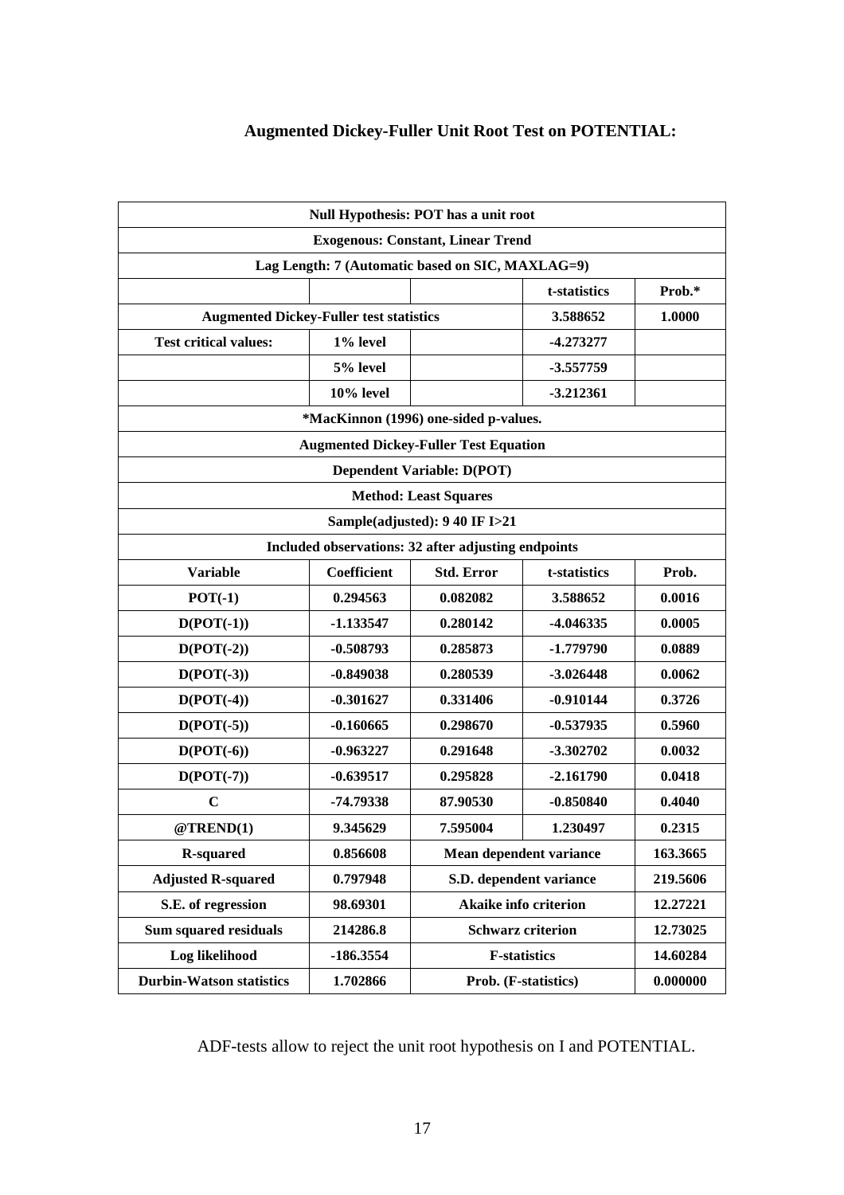### Augmented Dickey-Fuller Unit Root Test on POTENTIAL:

| Null Hypothesis: POT has a unit root | | | | |
|---|---|---|---|---|
| Exogenous: Constant, Linear Trend | | | | |
| Lag Length: 7 (Automatic based on SIC, MAXLAG=9) | | | | |
| | | | t-statistics | Prob.* |
| Augmented Dickey-Fuller test statistics | | | 3.588652 | 1.0000 |
| Test critical values: | 1% level | | -4.273277 | |
| | 5% level | | -3.557759 | |
| | 10% level | | -3.212361 | |
| *MacKinnon (1996) one-sided p-values. | | | | |
| Augmented Dickey-Fuller Test Equation | | | | |
| Dependent Variable: D(POT) | | | | |
| Method: Least Squares | | | | |
| Sample(adjusted): 9 40 IF I>21 | | | | |
| Included observations: 32 after adjusting endpoints | | | | |
| Variable | Coefficient | Std. Error | t-statistics | Prob. |
| POT(-1) | 0.294563 | 0.082082 | 3.588652 | 0.0016 |
| D(POT(-1)) | -1.133547 | 0.280142 | -4.046335 | 0.0005 |
| D(POT(-2)) | -0.508793 | 0.285873 | -1.779790 | 0.0889 |
| D(POT(-3)) | -0.849038 | 0.280539 | -3.026448 | 0.0062 |
| D(POT(-4)) | -0.301627 | 0.331406 | -0.910144 | 0.3726 |
| D(POT(-5)) | -0.160665 | 0.298670 | -0.537935 | 0.5960 |
| D(POT(-6)) | -0.963227 | 0.291648 | -3.302702 | 0.0032 |
| D(POT(-7)) | -0.639517 | 0.295828 | -2.161790 | 0.0418 |
| C | -74.79338 | 87.90530 | -0.850840 | 0.4040 |
| @TREND(1) | 9.345629 | 7.595004 | 1.230497 | 0.2315 |
| R-squared | 0.856608 | Mean dependent variance | | 163.3665 |
| Adjusted R-squared | 0.797948 | S.D. dependent variance | | 219.5606 |
| S.E. of regression | 98.69301 | Akaike info criterion | | 12.27221 |
| Sum squared residuals | 214286.8 | Schwarz criterion | | 12.73025 |
| Log likelihood | -186.3554 | F-statistics | | 14.60284 |
| Durbin-Watson statistics | 1.702866 | Prob. (F-statistics) | | 0.000000 |

ADF-tests allow to reject the unit root hypothesis on I and POTENTIAL.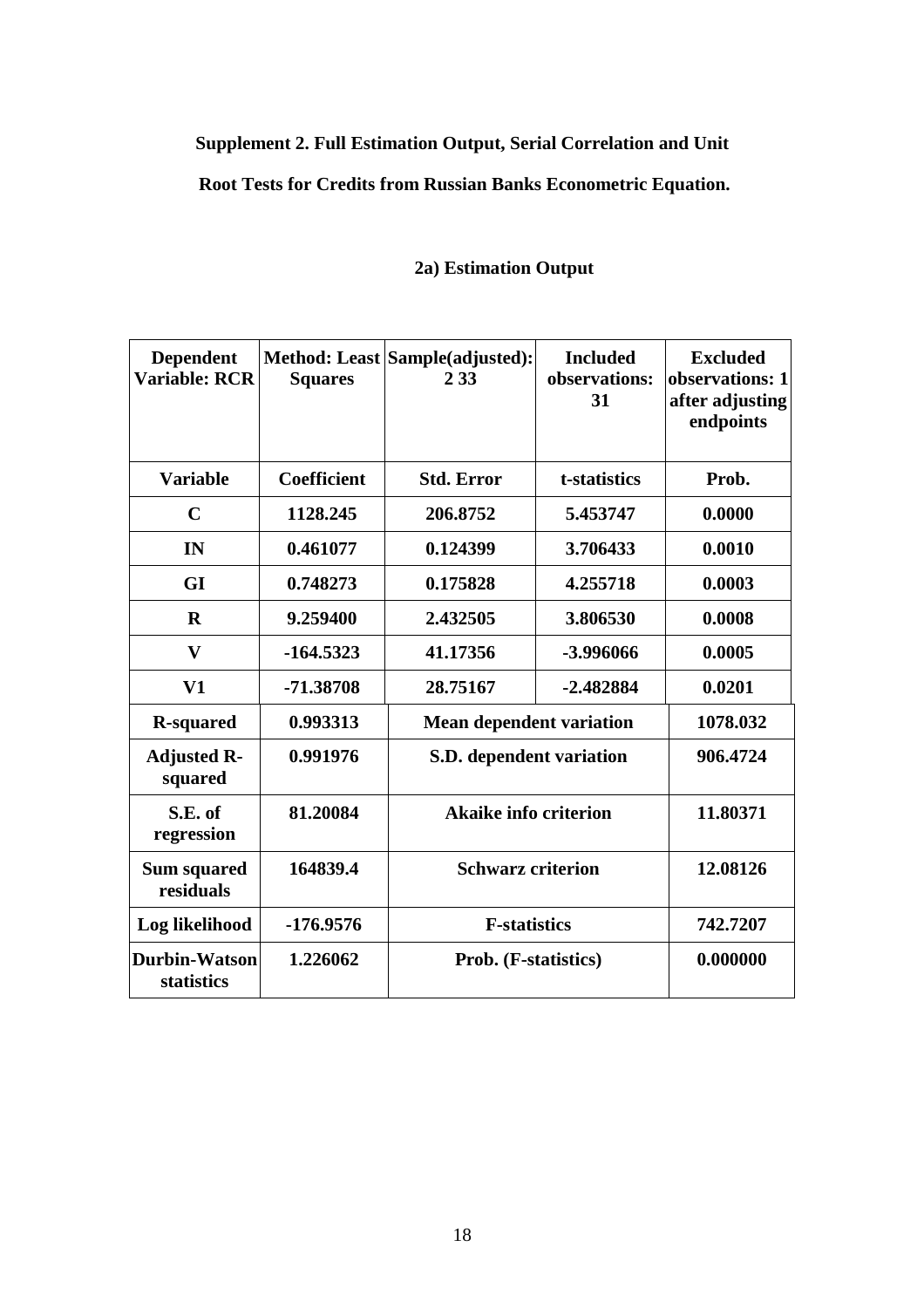**Supplement 2. Full Estimation Output, Serial Correlation and Unit Root Tests for Credits from Russian Banks Econometric Equation.**

**2a) Estimation Output**

| Dependent Variable: RCR | Method: Least Squares | Sample(adjusted): 2 33 | Included observations: 31 | Excluded observations: 1 after adjusting endpoints |
|---|---|---|---|---|
| **Variable** | **Coefficient** | **Std. Error** | **t-statistics** | **Prob.** |
| C | 1128.245 | 206.8752 | 5.453747 | 0.0000 |
| IN | 0.461077 | 0.124399 | 3.706433 | 0.0010 |
| GI | 0.748273 | 0.175828 | 4.255718 | 0.0003 |
| R | 9.259400 | 2.432505 | 3.806530 | 0.0008 |
| V | -164.5323 | 41.17356 | -3.996066 | 0.0005 |
| V1 | -71.38708 | 28.75167 | -2.482884 | 0.0201 |

| | | | |
|---|---|---|---|
| **R-squared** | 0.993313 | **Mean dependent variation** | 1078.032 |
| **Adjusted R-squared** | 0.991976 | **S.D. dependent variation** | 906.4724 |
| **S.E. of regression** | 81.20084 | **Akaike info criterion** | 11.80371 |
| **Sum squared residuals** | 164839.4 | **Schwarz criterion** | 12.08126 |
| **Log likelihood** | -176.9576 | **F-statistics** | 742.7207 |
| **Durbin-Watson statistics** | 1.226062 | **Prob. (F-statistics)** | 0.000000 |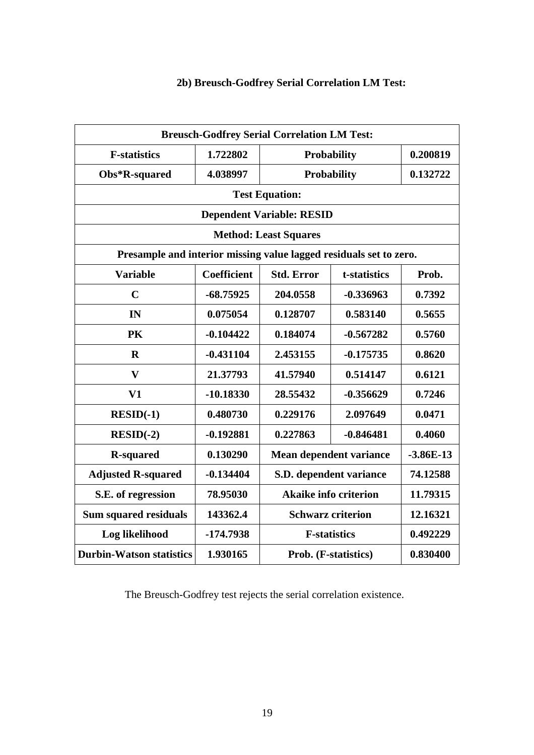### 2b) Breusch-Godfrey Serial Correlation LM Test:

| Breusch-Godfrey Serial Correlation LM Test: | | | | |
|---|---|---|---|---|
| **F-statistics** | **1.722802** | **Probability** | | **0.200819** |
| **Obs*R-squared** | **4.038997** | **Probability** | | **0.132722** |
| **Test Equation:** | | | | |
| **Dependent Variable: RESID** | | | | |
| **Method: Least Squares** | | | | |
| **Presample and interior missing value lagged residuals set to zero.** | | | | |
| **Variable** | **Coefficient** | **Std. Error** | **t-statistics** | **Prob.** |
| **C** | **-68.75925** | **204.0558** | **-0.336963** | **0.7392** |
| **IN** | **0.075054** | **0.128707** | **0.583140** | **0.5655** |
| **PK** | **-0.104422** | **0.184074** | **-0.567282** | **0.5760** |
| **R** | **-0.431104** | **2.453155** | **-0.175735** | **0.8620** |
| **V** | **21.37793** | **41.57940** | **0.514147** | **0.6121** |
| **V1** | **-10.18330** | **28.55432** | **-0.356629** | **0.7246** |
| **RESID(-1)** | **0.480730** | **0.229176** | **2.097649** | **0.0471** |
| **RESID(-2)** | **-0.192881** | **0.227863** | **-0.846481** | **0.4060** |
| **R-squared** | **0.130290** | **Mean dependent variance** | | **-3.86E-13** |
| **Adjusted R-squared** | **-0.134404** | **S.D. dependent variance** | | **74.12588** |
| **S.E. of regression** | **78.95030** | **Akaike info criterion** | | **11.79315** |
| **Sum squared residuals** | **143362.4** | **Schwarz criterion** | | **12.16321** |
| **Log likelihood** | **-174.7938** | **F-statistics** | | **0.492229** |
| **Durbin-Watson statistics** | **1.930165** | **Prob. (F-statistics)** | | **0.830400** |

The Breusch-Godfrey test rejects the serial correlation existence.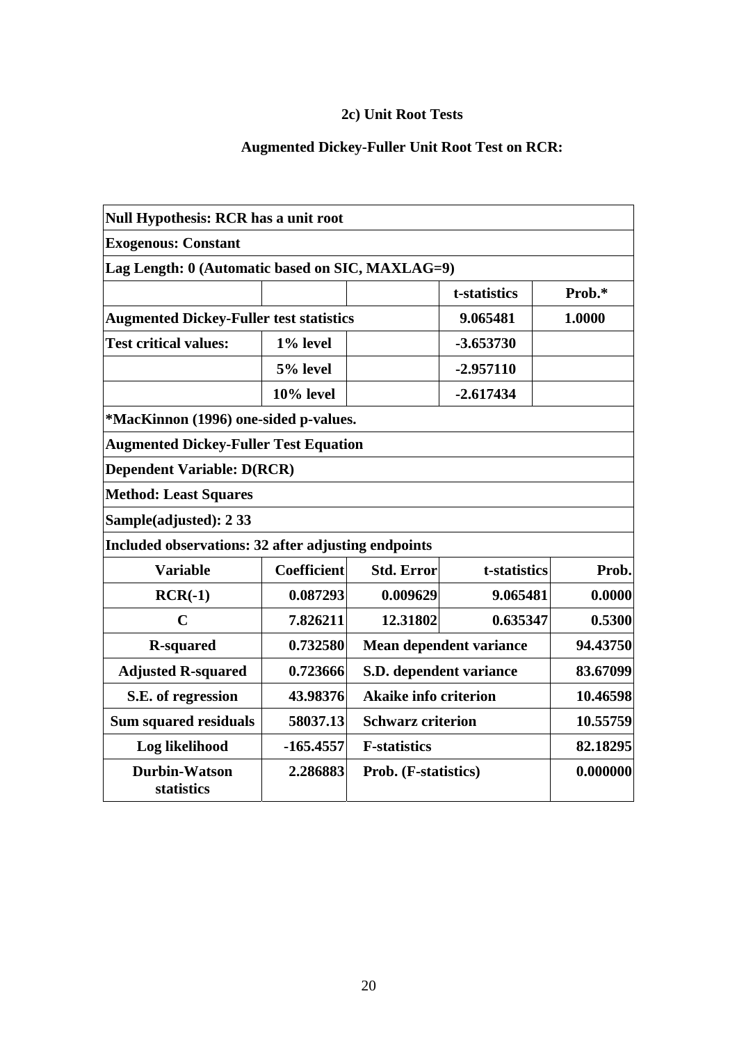### 2c) Unit Root Tests

### Augmented Dickey-Fuller Unit Root Test on RCR:

| Null Hypothesis: RCR has a unit root | | | | |
|---|---|---|---|---|
| **Exogenous: Constant** | | | | |
| **Lag Length: 0 (Automatic based on SIC, MAXLAG=9)** | | | | |
| | | | **t-statistics** | **Prob.*** |
| **Augmented Dickey-Fuller test statistics** | | | **9.065481** | **1.0000** |
| **Test critical values:** | **1% level** | | **-3.653730** | |
| | **5% level** | | **-2.957110** | |
| | **10% level** | | **-2.617434** | |
| **\*MacKinnon (1996) one-sided p-values.** | | | | |
| **Augmented Dickey-Fuller Test Equation** | | | | |
| **Dependent Variable: D(RCR)** | | | | |
| **Method: Least Squares** | | | | |
| **Sample(adjusted): 2 33** | | | | |
| **Included observations: 32 after adjusting endpoints** | | | | |
| **Variable** | **Coefficient** | **Std. Error** | **t-statistics** | **Prob.** |
| **RCR(-1)** | **0.087293** | **0.009629** | **9.065481** | **0.0000** |
| **C** | **7.826211** | **12.31802** | **0.635347** | **0.5300** |
| **R-squared** | **0.732580** | **Mean dependent variance** | | **94.43750** |
| **Adjusted R-squared** | **0.723666** | **S.D. dependent variance** | | **83.67099** |
| **S.E. of regression** | **43.98376** | **Akaike info criterion** | | **10.46598** |
| **Sum squared residuals** | **58037.13** | **Schwarz criterion** | | **10.55759** |
| **Log likelihood** | **-165.4557** | **F-statistics** | | **82.18295** |
| **Durbin-Watson statistics** | **2.286883** | **Prob. (F-statistics)** | | **0.000000** |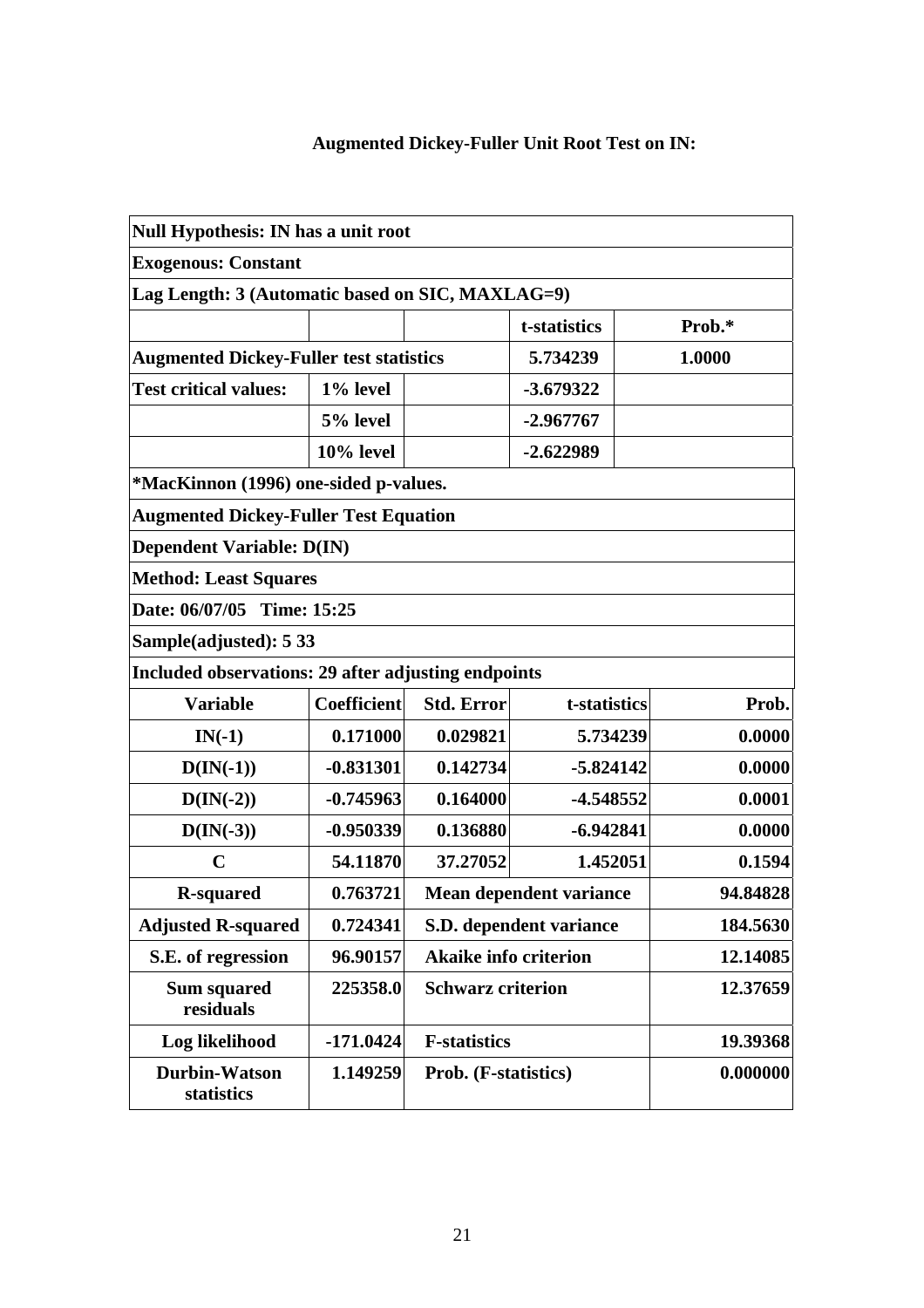### Augmented Dickey-Fuller Unit Root Test on IN:

| Null Hypothesis: IN has a unit root | | | | |
|---|---|---|---|---|
| **Exogenous: Constant** | | | | |
| **Lag Length: 3 (Automatic based on SIC, MAXLAG=9)** | | | | |
| | | | **t-statistics** | **Prob.*** |
| **Augmented Dickey-Fuller test statistics** | | | **5.734239** | **1.0000** |
| **Test critical values:** | **1% level** | | **-3.679322** | |
| | **5% level** | | **-2.967767** | |
| | **10% level** | | **-2.622989** | |
| **\*MacKinnon (1996) one-sided p-values.** | | | | |
| **Augmented Dickey-Fuller Test Equation** | | | | |
| **Dependent Variable: D(IN)** | | | | |
| **Method: Least Squares** | | | | |
| **Date: 06/07/05 Time: 15:25** | | | | |
| **Sample(adjusted): 5 33** | | | | |
| **Included observations: 29 after adjusting endpoints** | | | | |
| **Variable** | **Coefficient** | **Std. Error** | **t-statistics** | **Prob.** |
| **IN(-1)** | **0.171000** | **0.029821** | **5.734239** | **0.0000** |
| **D(IN(-1))** | **-0.831301** | **0.142734** | **-5.824142** | **0.0000** |
| **D(IN(-2))** | **-0.745963** | **0.164000** | **-4.548552** | **0.0001** |
| **D(IN(-3))** | **-0.950339** | **0.136880** | **-6.942841** | **0.0000** |
| **C** | **54.11870** | **37.27052** | **1.452051** | **0.1594** |
| **R-squared** | **0.763721** | **Mean dependent variance** | | **94.84828** |
| **Adjusted R-squared** | **0.724341** | **S.D. dependent variance** | | **184.5630** |
| **S.E. of regression** | **96.90157** | **Akaike info criterion** | | **12.14085** |
| **Sum squared residuals** | **225358.0** | **Schwarz criterion** | | **12.37659** |
| **Log likelihood** | **-171.0424** | **F-statistics** | | **19.39368** |
| **Durbin-Watson statistics** | **1.149259** | **Prob. (F-statistics)** | | **0.000000** |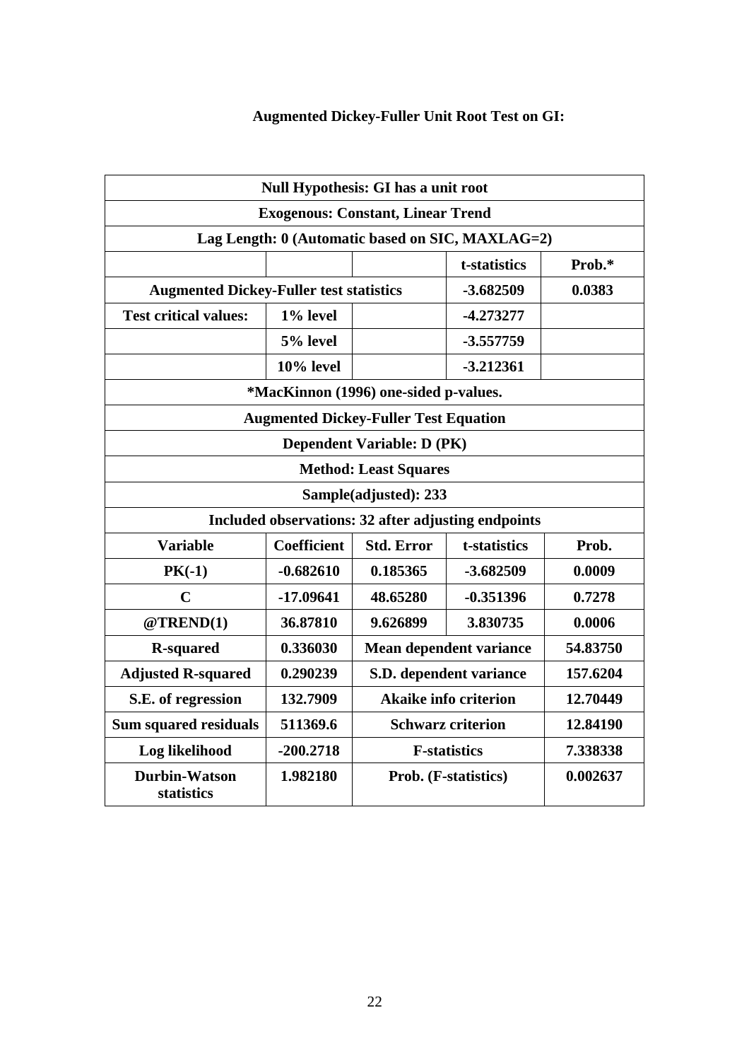### Augmented Dickey-Fuller Unit Root Test on GI:

| Null Hypothesis: GI has a unit root | | | | |
|---|---|---|---|---|
| Exogenous: Constant, Linear Trend | | | | |
| Lag Length: 0 (Automatic based on SIC, MAXLAG=2) | | | | |
| | | | t-statistics | Prob.* |
| Augmented Dickey-Fuller test statistics | | | -3.682509 | 0.0383 |
| Test critical values: | 1% level | | -4.273277 | |
| | 5% level | | -3.557759 | |
| | 10% level | | -3.212361 | |
| *MacKinnon (1996) one-sided p-values. | | | | |
| Augmented Dickey-Fuller Test Equation | | | | |
| Dependent Variable: D (PK) | | | | |
| Method: Least Squares | | | | |
| Sample(adjusted): 233 | | | | |
| Included observations: 32 after adjusting endpoints | | | | |
| **Variable** | **Coefficient** | **Std. Error** | **t-statistics** | **Prob.** |
| PK(-1) | -0.682610 | 0.185365 | -3.682509 | 0.0009 |
| C | -17.09641 | 48.65280 | -0.351396 | 0.7278 |
| @TREND(1) | 36.87810 | 9.626899 | 3.830735 | 0.0006 |
| R-squared | 0.336030 | Mean dependent variance | | 54.83750 |
| Adjusted R-squared | 0.290239 | S.D. dependent variance | | 157.6204 |
| S.E. of regression | 132.7909 | Akaike info criterion | | 12.70449 |
| Sum squared residuals | 511369.6 | Schwarz criterion | | 12.84190 |
| Log likelihood | -200.2718 | F-statistics | | 7.338338 |
| Durbin-Watson statistics | 1.982180 | Prob. (F-statistics) | | 0.002637 |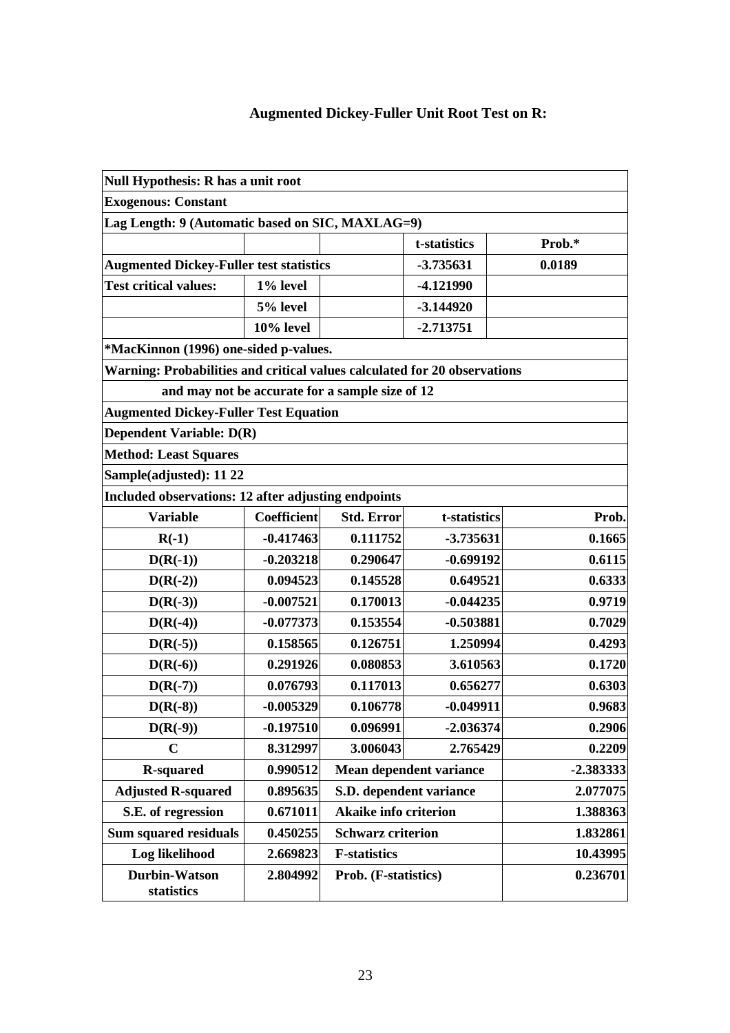## Augmented Dickey-Fuller Unit Root Test on R:

| Null Hypothesis: R has a unit root | | | | |
|---|---|---|---|---|
| **Exogenous: Constant** | | | | |
| **Lag Length: 9 (Automatic based on SIC, MAXLAG=9)** | | | | |
| | | | **t-statistics** | **Prob.*** |
| **Augmented Dickey-Fuller test statistics** | | | **-3.735631** | **0.0189** |
| **Test critical values:** | **1% level** | | **-4.121990** | |
| | **5% level** | | **-3.144920** | |
| | **10% level** | | **-2.713751** | |
| ***MacKinnon (1996) one-sided p-values.** | | | | |
| **Warning: Probabilities and critical values calculated for 20 observations** | | | | |
| **and may not be accurate for a sample size of 12** | | | | |
| **Augmented Dickey-Fuller Test Equation** | | | | |
| **Dependent Variable: D(R)** | | | | |
| **Method: Least Squares** | | | | |
| **Sample(adjusted): 11 22** | | | | |
| **Included observations: 12 after adjusting endpoints** | | | | |
| **Variable** | **Coefficient** | **Std. Error** | **t-statistics** | **Prob.** |
| **R(-1)** | **-0.417463** | **0.111752** | **-3.735631** | **0.1665** |
| **D(R(-1))** | **-0.203218** | **0.290647** | **-0.699192** | **0.6115** |
| **D(R(-2))** | **0.094523** | **0.145528** | **0.649521** | **0.6333** |
| **D(R(-3))** | **-0.007521** | **0.170013** | **-0.044235** | **0.9719** |
| **D(R(-4))** | **-0.077373** | **0.153554** | **-0.503881** | **0.7029** |
| **D(R(-5))** | **0.158565** | **0.126751** | **1.250994** | **0.4293** |
| **D(R(-6))** | **0.291926** | **0.080853** | **3.610563** | **0.1720** |
| **D(R(-7))** | **0.076793** | **0.117013** | **0.656277** | **0.6303** |
| **D(R(-8))** | **-0.005329** | **0.106778** | **-0.049911** | **0.9683** |
| **D(R(-9))** | **-0.197510** | **0.096991** | **-2.036374** | **0.2906** |
| **C** | **8.312997** | **3.006043** | **2.765429** | **0.2209** |
| **R-squared** | **0.990512** | **Mean dependent variance** | | **-2.383333** |
| **Adjusted R-squared** | **0.895635** | **S.D. dependent variance** | | **2.077075** |
| **S.E. of regression** | **0.671011** | **Akaike info criterion** | | **1.388363** |
| **Sum squared residuals** | **0.450255** | **Schwarz criterion** | | **1.832861** |
| **Log likelihood** | **2.669823** | **F-statistics** | | **10.43995** |
| **Durbin-Watson statistics** | **2.804992** | **Prob. (F-statistics)** | | **0.236701** |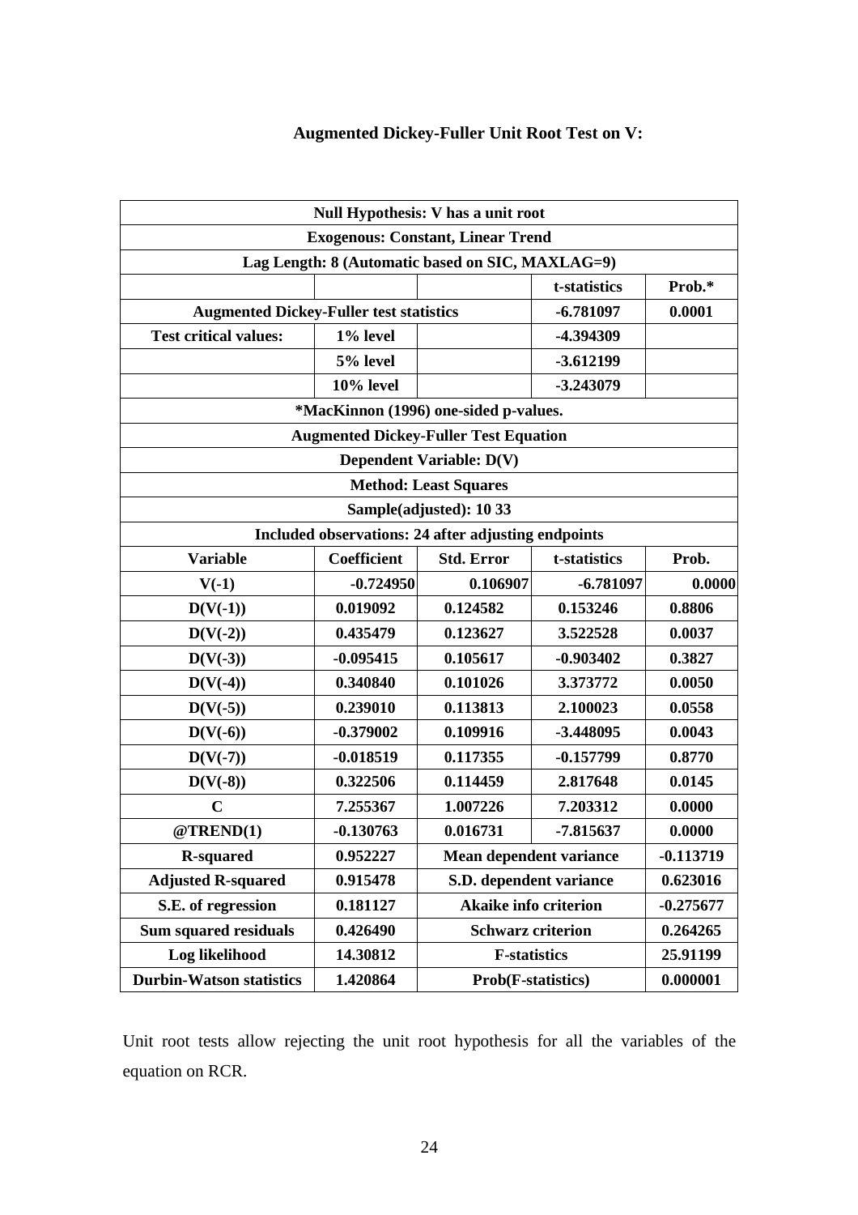### Augmented Dickey-Fuller Unit Root Test on V:

| Null Hypothesis: V has a unit root | | | | |
|---|---|---|---|---|
| **Exogenous: Constant, Linear Trend** | | | | |
| **Lag Length: 8 (Automatic based on SIC, MAXLAG=9)** | | | | |
| | | | **t-statistics** | **Prob.*** |
| **Augmented Dickey-Fuller test statistics** | | | **-6.781097** | **0.0001** |
| **Test critical values:** | **1% level** | | **-4.394309** | |
| | **5% level** | | **-3.612199** | |
| | **10% level** | | **-3.243079** | |
| ***MacKinnon (1996) one-sided p-values.** | | | | |
| **Augmented Dickey-Fuller Test Equation** | | | | |
| **Dependent Variable: D(V)** | | | | |
| **Method: Least Squares** | | | | |
| **Sample(adjusted): 10 33** | | | | |
| **Included observations: 24 after adjusting endpoints** | | | | |
| **Variable** | **Coefficient** | **Std. Error** | **t-statistics** | **Prob.** |
| **V(-1)** | **-0.724950** | **0.106907** | **-6.781097** | **0.0000** |
| **D(V(-1))** | **0.019092** | **0.124582** | **0.153246** | **0.8806** |
| **D(V(-2))** | **0.435479** | **0.123627** | **3.522528** | **0.0037** |
| **D(V(-3))** | **-0.095415** | **0.105617** | **-0.903402** | **0.3827** |
| **D(V(-4))** | **0.340840** | **0.101026** | **3.373772** | **0.0050** |
| **D(V(-5))** | **0.239010** | **0.113813** | **2.100023** | **0.0558** |
| **D(V(-6))** | **-0.379002** | **0.109916** | **-3.448095** | **0.0043** |
| **D(V(-7))** | **-0.018519** | **0.117355** | **-0.157799** | **0.8770** |
| **D(V(-8))** | **0.322506** | **0.114459** | **2.817648** | **0.0145** |
| **C** | **7.255367** | **1.007226** | **7.203312** | **0.0000** |
| **@TREND(1)** | **-0.130763** | **0.016731** | **-7.815637** | **0.0000** |
| **R-squared** | **0.952227** | **Mean dependent variance** | | **-0.113719** |
| **Adjusted R-squared** | **0.915478** | **S.D. dependent variance** | | **0.623016** |
| **S.E. of regression** | **0.181127** | **Akaike info criterion** | | **-0.275677** |
| **Sum squared residuals** | **0.426490** | **Schwarz criterion** | | **0.264265** |
| **Log likelihood** | **14.30812** | **F-statistics** | | **25.91199** |
| **Durbin-Watson statistics** | **1.420864** | **Prob(F-statistics)** | | **0.000001** |

Unit root tests allow rejecting the unit root hypothesis for all the variables of the equation on RCR.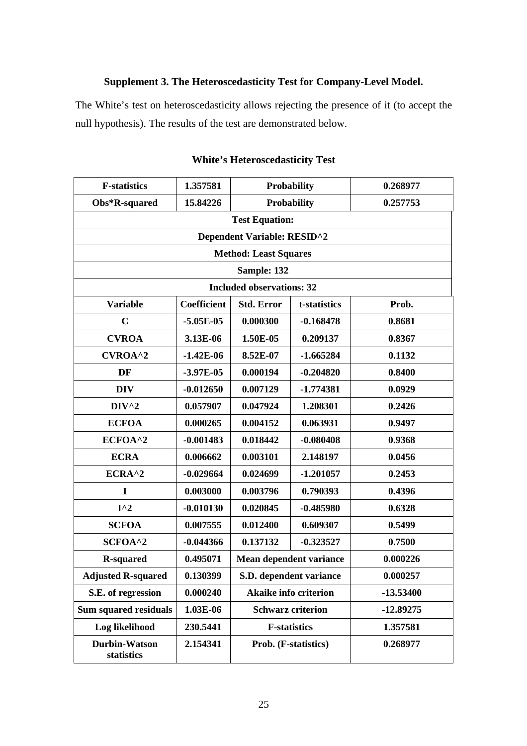### Supplement 3. The Heteroscedasticity Test for Company-Level Model.

The White's test on heteroscedasticity allows rejecting the presence of it (to accept the null hypothesis). The results of the test are demonstrated below.

**White's Heteroscedasticity Test**

| **F-statistics** | **1.357581** | **Probability** | | **0.268977** |
|---|---|---|---|---|
| **Obs*R-squared** | **15.84226** | **Probability** | | **0.257753** |
| **Test Equation:** | | | | |
| **Dependent Variable: RESID^2** | | | | |
| **Method: Least Squares** | | | | |
| **Sample: 132** | | | | |
| **Included observations: 32** | | | | |
| **Variable** | **Coefficient** | **Std. Error** | **t-statistics** | **Prob.** |
| **C** | **-5.05E-05** | **0.000300** | **-0.168478** | **0.8681** |
| **CVROA** | **3.13E-06** | **1.50E-05** | **0.209137** | **0.8367** |
| **CVROA^2** | **-1.42E-06** | **8.52E-07** | **-1.665284** | **0.1132** |
| **DF** | **-3.97E-05** | **0.000194** | **-0.204820** | **0.8400** |
| **DIV** | **-0.012650** | **0.007129** | **-1.774381** | **0.0929** |
| **DIV^2** | **0.057907** | **0.047924** | **1.208301** | **0.2426** |
| **ECFOA** | **0.000265** | **0.004152** | **0.063931** | **0.9497** |
| **ECFOA^2** | **-0.001483** | **0.018442** | **-0.080408** | **0.9368** |
| **ECRA** | **0.006662** | **0.003101** | **2.148197** | **0.0456** |
| **ECRA^2** | **-0.029664** | **0.024699** | **-1.201057** | **0.2453** |
| **I** | **0.003000** | **0.003796** | **0.790393** | **0.4396** |
| **I^2** | **-0.010130** | **0.020845** | **-0.485980** | **0.6328** |
| **SCFOA** | **0.007555** | **0.012400** | **0.609307** | **0.5499** |
| **SCFOA^2** | **-0.044366** | **0.137132** | **-0.323527** | **0.7500** |
| **R-squared** | **0.495071** | **Mean dependent variance** | | **0.000226** |
| **Adjusted R-squared** | **0.130399** | **S.D. dependent variance** | | **0.000257** |
| **S.E. of regression** | **0.000240** | **Akaike info criterion** | | **-13.53400** |
| **Sum squared residuals** | **1.03E-06** | **Schwarz criterion** | | **-12.89275** |
| **Log likelihood** | **230.5441** | **F-statistics** | | **1.357581** |
| **Durbin-Watson statistics** | **2.154341** | **Prob. (F-statistics)** | | **0.268977** |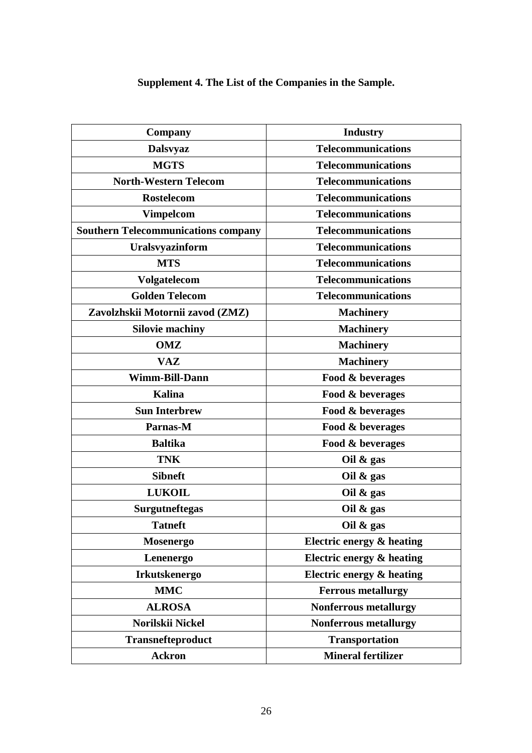**Supplement 4. The List of the Companies in the Sample.**

| Company | Industry |
| --- | --- |
| Dalsvyaz | Telecommunications |
| MGTS | Telecommunications |
| North-Western Telecom | Telecommunications |
| Rostelecom | Telecommunications |
| Vimpelcom | Telecommunications |
| Southern Telecommunications company | Telecommunications |
| Uralsvyazinform | Telecommunications |
| MTS | Telecommunications |
| Volgatelecom | Telecommunications |
| Golden Telecom | Telecommunications |
| Zavolzhskii Motornii zavod (ZMZ) | Machinery |
| Silovie machiny | Machinery |
| OMZ | Machinery |
| VAZ | Machinery |
| Wimm-Bill-Dann | Food & beverages |
| Kalina | Food & beverages |
| Sun Interbrew | Food & beverages |
| Parnas-M | Food & beverages |
| Baltika | Food & beverages |
| TNK | Oil & gas |
| Sibneft | Oil & gas |
| LUKOIL | Oil & gas |
| Surgutneftegas | Oil & gas |
| Tatneft | Oil & gas |
| Mosenergo | Electric energy & heating |
| Lenenergo | Electric energy & heating |
| Irkutskenergo | Electric energy & heating |
| MMC | Ferrous metallurgy |
| ALROSA | Nonferrous metallurgy |
| Norilskii Nickel | Nonferrous metallurgy |
| Transnefteproduct | Transportation |
| Ackron | Mineral fertilizer |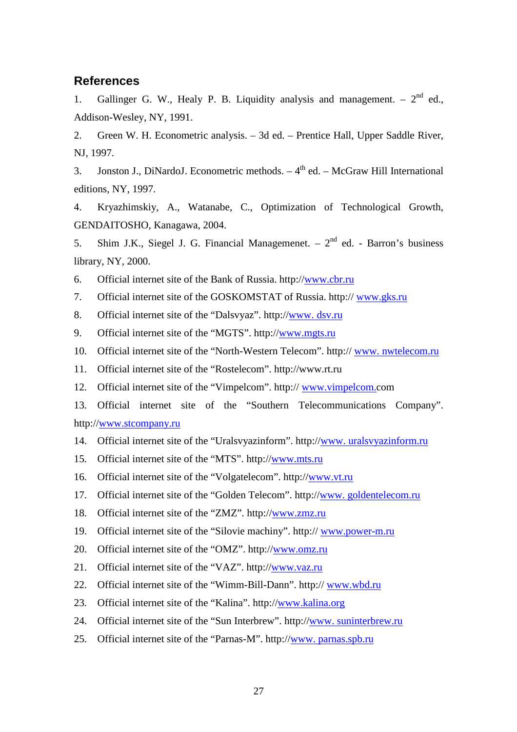## References

1. Gallinger G. W., Healy P. B. Liquidity analysis and management. – 2nd ed., Addison-Wesley, NY, 1991.
2. Green W. H. Econometric analysis. – 3d ed. – Prentice Hall, Upper Saddle River, NJ, 1997.
3. Jonston J., DiNardoJ. Econometric methods. – 4th ed. – McGraw Hill International editions, NY, 1997.
4. Kryazhimskiy, A., Watanabe, C., Optimization of Technological Growth, GENDAITOSHO, Kanagawa, 2004.
5. Shim J.K., Siegel J. G. Financial Managemenet. – 2nd ed. - Barron's business library, NY, 2000.
6. Official internet site of the Bank of Russia. http://www.cbr.ru
7. Official internet site of the GOSKOMSTAT of Russia. http:// www.gks.ru
8. Official internet site of the "Dalsvyaz". http://www. dsv.ru
9. Official internet site of the "MGTS". http://www.mgts.ru
10. Official internet site of the "North-Western Telecom". http:// www. nwtelecom.ru
11. Official internet site of the "Rostelecom". http://www.rt.ru
12. Official internet site of the "Vimpelcom". http:// www.vimpelcom.com
13. Official internet site of the "Southern Telecommunications Company". http://www.stcompany.ru
14. Official internet site of the "Uralsvyazinform". http://www. uralsvyazinform.ru
15. Official internet site of the "MTS". http://www.mts.ru
16. Official internet site of the "Volgatelecom". http://www.vt.ru
17. Official internet site of the "Golden Telecom". http://www. goldentelecom.ru
18. Official internet site of the "ZMZ". http://www.zmz.ru
19. Official internet site of the "Silovie machiny". http:// www.power-m.ru
20. Official internet site of the "OMZ". http://www.omz.ru
21. Official internet site of the "VAZ". http://www.vaz.ru
22. Official internet site of the "Wimm-Bill-Dann". http:// www.wbd.ru
23. Official internet site of the "Kalina". http://www.kalina.org
24. Official internet site of the "Sun Interbrew". http://www. suninterbrew.ru
25. Official internet site of the "Parnas-M". http://www. parnas.spb.ru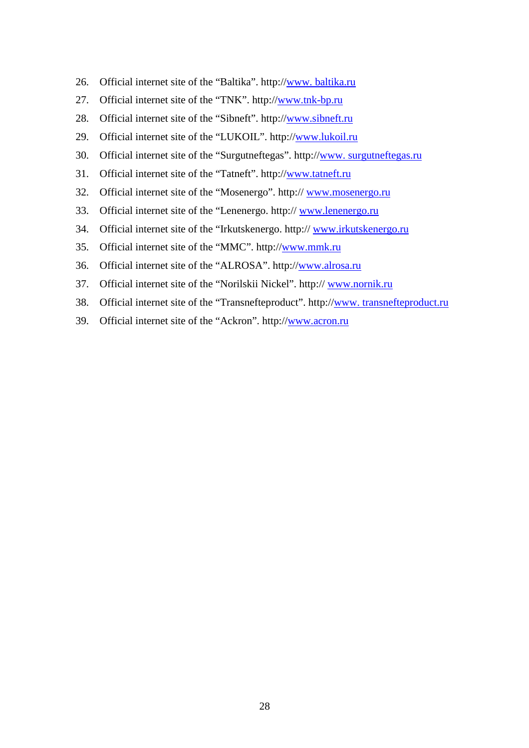26. Official internet site of the “Baltika”. http://www. baltika.ru
27. Official internet site of the “TNK”. http://www.tnk-bp.ru
28. Official internet site of the “Sibneft”. http://www.sibneft.ru
29. Official internet site of the “LUKOIL”. http://www.lukoil.ru
30. Official internet site of the “Surgutneftegas”. http://www. surgutneftegas.ru
31. Official internet site of the “Tatneft”. http://www.tatneft.ru
32. Official internet site of the “Mosenergo”. http:// www.mosenergo.ru
33. Official internet site of the “Lenenergo. http:// www.lenenergo.ru
34. Official internet site of the “Irkutskenergo. http:// www.irkutskenergo.ru
35. Official internet site of the “MMC”. http://www.mmk.ru
36. Official internet site of the “ALROSA”. http://www.alrosa.ru
37. Official internet site of the “Norilskii Nickel”. http:// www.nornik.ru
38. Official internet site of the “Transnefteproduct”. http://www. transnefteproduct.ru
39. Official internet site of the “Ackron”. http://www.acron.ru